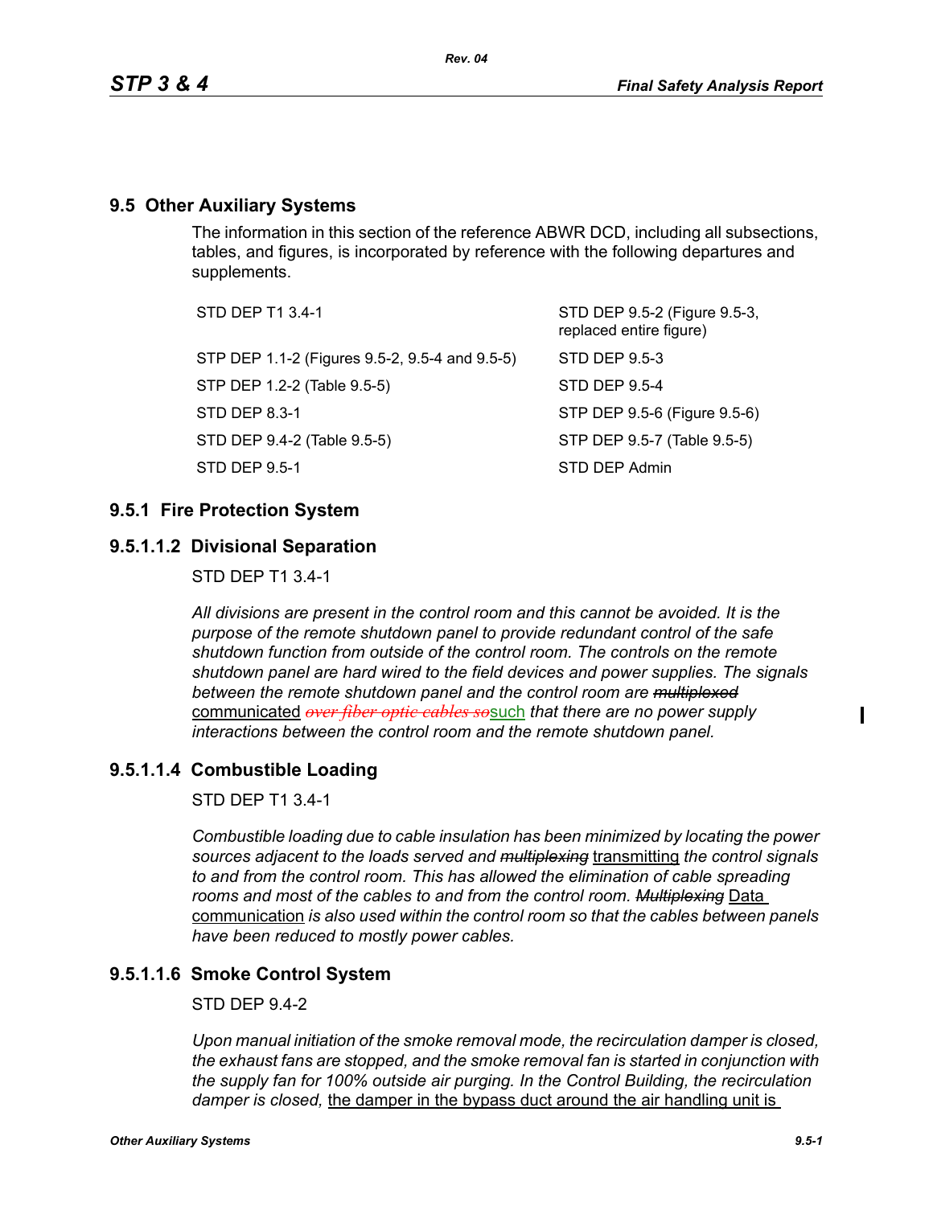## 9.5 Other Auxiliary Systems

The information in this section of the reference ABWR DCD, including all subsections, tables, and figures, is incorporated by reference with the following departures and supplements.

| | |
|---|---|
| STD DEP T1 3.4-1 | STD DEP 9.5-2 (Figure 9.5-3, replaced entire figure) |
| STP DEP 1.1-2 (Figures 9.5-2, 9.5-4 and 9.5-5) | STD DEP 9.5-3 |
| STP DEP 1.2-2 (Table 9.5-5) | STD DEP 9.5-4 |
| STD DEP 8.3-1 | STP DEP 9.5-6 (Figure 9.5-6) |
| STD DEP 9.4-2 (Table 9.5-5) | STP DEP 9.5-7 (Table 9.5-5) |
| STD DEP 9.5-1 | STD DEP Admin |

## 9.5.1 Fire Protection System

### 9.5.1.1.2 Divisional Separation

STD DEP T1 3.4-1

*All divisions are present in the control room and this cannot be avoided. It is the purpose of the remote shutdown panel to provide redundant control of the safe shutdown function from outside of the control room. The controls on the remote shutdown panel are hard wired to the field devices and power supplies. The signals between the remote shutdown panel and the control room are ~~multiplexed~~* communicated *~~over fiber optic cables so~~*such *that there are no power supply interactions between the control room and the remote shutdown panel.*

### 9.5.1.1.4 Combustible Loading

STD DEP T1 3.4-1

*Combustible loading due to cable insulation has been minimized by locating the power sources adjacent to the loads served and ~~multiplexing~~* transmitting *the control signals to and from the control room. This has allowed the elimination of cable spreading rooms and most of the cables to and from the control room. ~~Multiplexing~~* Data communication *is also used within the control room so that the cables between panels have been reduced to mostly power cables.*

### 9.5.1.1.6 Smoke Control System

STD DEP 9.4-2

*Upon manual initiation of the smoke removal mode, the recirculation damper is closed, the exhaust fans are stopped, and the smoke removal fan is started in conjunction with the supply fan for 100% outside air purging. In the Control Building, the recirculation damper is closed,* the damper in the bypass duct around the air handling unit is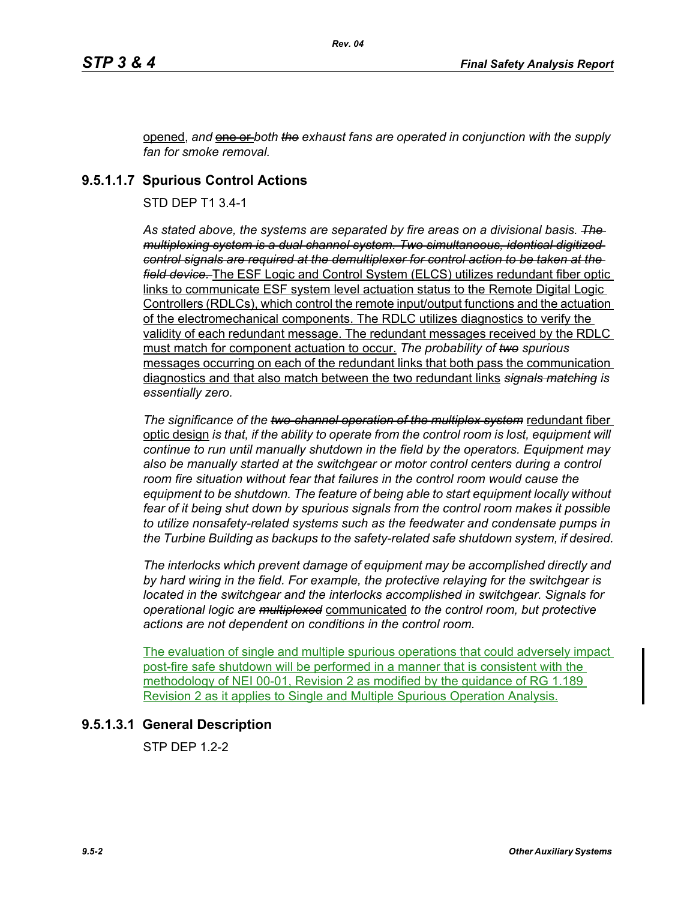opened, *and* ~~one or~~ *both* ~~*the*~~ *exhaust fans are operated in conjunction with the supply fan for smoke removal.*

## 9.5.1.1.7 Spurious Control Actions

STD DEP T1 3.4-1

*As stated above, the systems are separated by fire areas on a divisional basis.* ~~*The multiplexing system is a dual channel system. Two simultaneous, identical digitized control signals are required at the demultiplexer for control action to be taken at the field device.*~~ The ESF Logic and Control System (ELCS) utilizes redundant fiber optic links to communicate ESF system level actuation status to the Remote Digital Logic Controllers (RDLCs), which control the remote input/output functions and the actuation of the electromechanical components. The RDLC utilizes diagnostics to verify the validity of each redundant message. The redundant messages received by the RDLC must match for component actuation to occur. *The probability of* ~~*two*~~ *spurious* messages occurring on each of the redundant links that both pass the communication diagnostics and that also match between the two redundant links ~~*signals matching*~~ *is essentially zero.*

*The significance of the* ~~*two-channel operation of the multiplex system*~~ redundant fiber optic design *is that, if the ability to operate from the control room is lost, equipment will continue to run until manually shutdown in the field by the operators. Equipment may also be manually started at the switchgear or motor control centers during a control room fire situation without fear that failures in the control room would cause the equipment to be shutdown. The feature of being able to start equipment locally without fear of it being shut down by spurious signals from the control room makes it possible to utilize nonsafety-related systems such as the feedwater and condensate pumps in the Turbine Building as backups to the safety-related safe shutdown system, if desired.*

*The interlocks which prevent damage of equipment may be accomplished directly and by hard wiring in the field. For example, the protective relaying for the switchgear is located in the switchgear and the interlocks accomplished in switchgear. Signals for operational logic are* ~~*multiplexed*~~ communicated *to the control room, but protective actions are not dependent on conditions in the control room.*

The evaluation of single and multiple spurious operations that could adversely impact post-fire safe shutdown will be performed in a manner that is consistent with the methodology of NEI 00-01, Revision 2 as modified by the guidance of RG 1.189 Revision 2 as it applies to Single and Multiple Spurious Operation Analysis.

## 9.5.1.3.1 General Description

STP DEP 1.2-2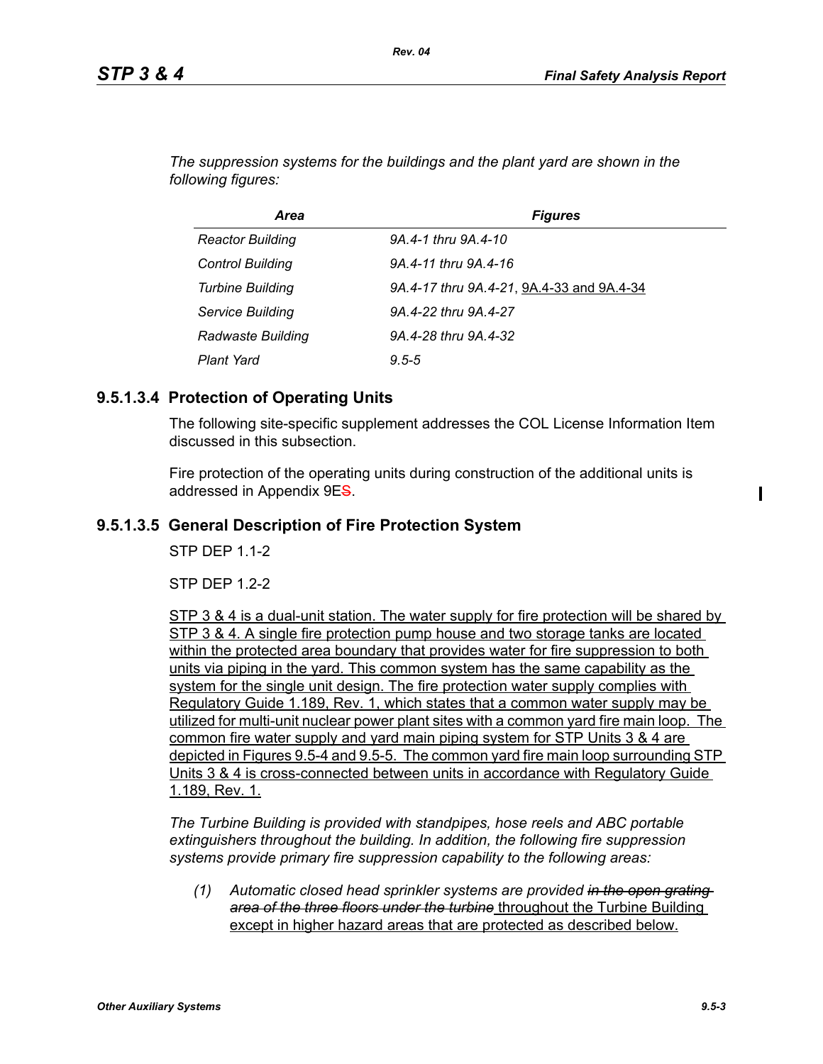*The suppression systems for the buildings and the plant yard are shown in the following figures:*

| *Area* | *Figures* |
|---|---|
| *Reactor Building* | *9A.4-1 thru 9A.4-10* |
| *Control Building* | *9A.4-11 thru 9A.4-16* |
| *Turbine Building* | *9A.4-17 thru 9A.4-21*, 9A.4-33 and 9A.4-34 |
| *Service Building* | *9A.4-22 thru 9A.4-27* |
| *Radwaste Building* | *9A.4-28 thru 9A.4-32* |
| *Plant Yard* | *9.5-5* |

### 9.5.1.3.4 Protection of Operating Units

The following site-specific supplement addresses the COL License Information Item discussed in this subsection.

Fire protection of the operating units during construction of the additional units is addressed in Appendix 9E~~S~~.

### 9.5.1.3.5 General Description of Fire Protection System

STP DEP 1.1-2

STP DEP 1.2-2

STP 3 & 4 is a dual-unit station. The water supply for fire protection will be shared by STP 3 & 4. A single fire protection pump house and two storage tanks are located within the protected area boundary that provides water for fire suppression to both units via piping in the yard. This common system has the same capability as the system for the single unit design. The fire protection water supply complies with Regulatory Guide 1.189, Rev. 1, which states that a common water supply may be utilized for multi-unit nuclear power plant sites with a common yard fire main loop. The common fire water supply and yard main piping system for STP Units 3 & 4 are depicted in Figures 9.5-4 and 9.5-5. The common yard fire main loop surrounding STP Units 3 & 4 is cross-connected between units in accordance with Regulatory Guide 1.189, Rev. 1.

*The Turbine Building is provided with standpipes, hose reels and ABC portable extinguishers throughout the building. In addition, the following fire suppression systems provide primary fire suppression capability to the following areas:*

(1) *Automatic closed head sprinkler systems are provided ~~in the open grating area of the three floors under the turbine~~* throughout the Turbine Building except in higher hazard areas that are protected as described below.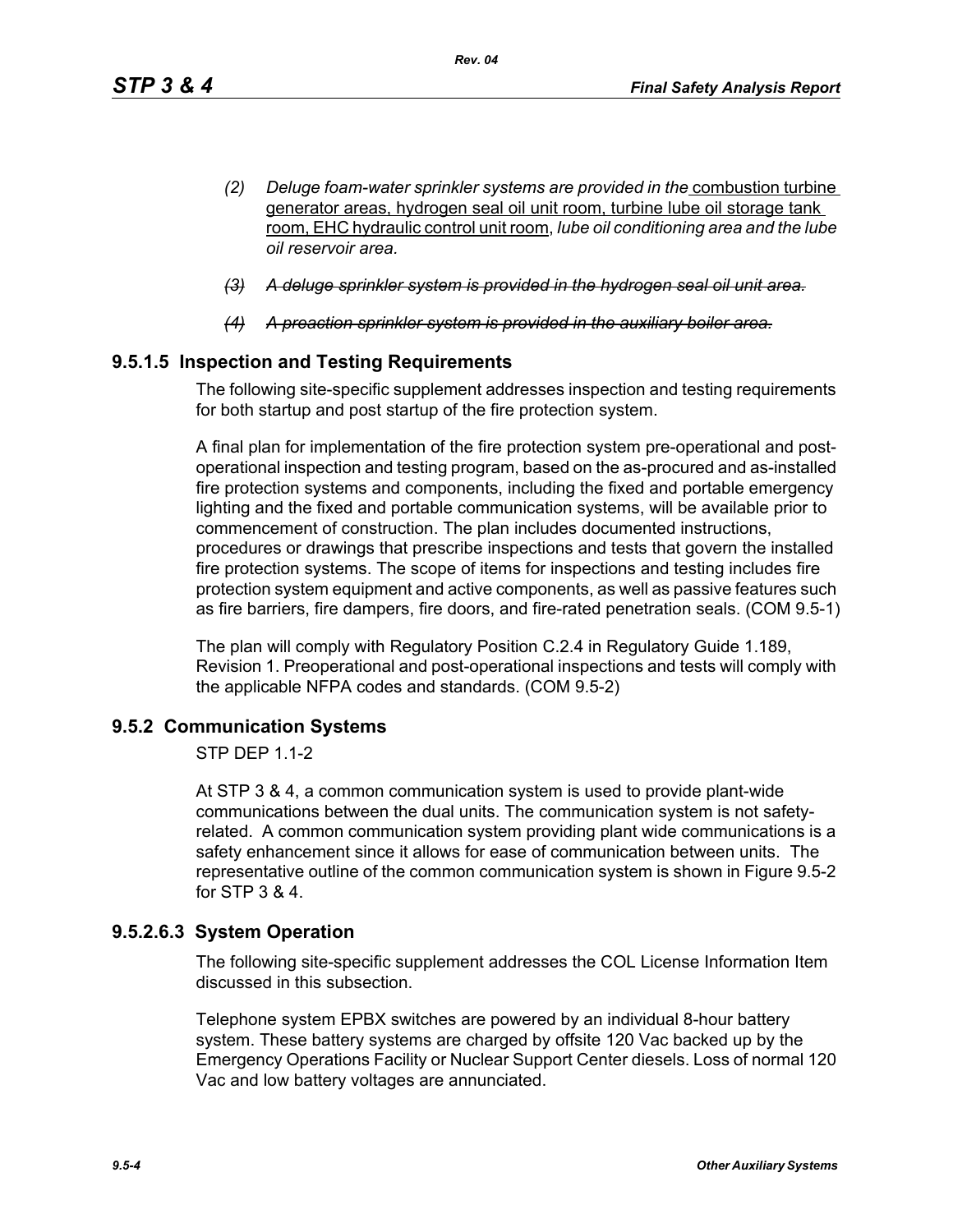(2) *Deluge foam-water sprinkler systems are provided in the* combustion turbine generator areas, hydrogen seal oil unit room, turbine lube oil storage tank room, EHC hydraulic control unit room, *lube oil conditioning area and the lube oil reservoir area.*

~~(3) *A deluge sprinkler system is provided in the hydrogen seal oil unit area.*~~

~~(4) *A preaction sprinkler system is provided in the auxiliary boiler area.*~~

## 9.5.1.5 Inspection and Testing Requirements

The following site-specific supplement addresses inspection and testing requirements for both startup and post startup of the fire protection system.

A final plan for implementation of the fire protection system pre-operational and post-operational inspection and testing program, based on the as-procured and as-installed fire protection systems and components, including the fixed and portable emergency lighting and the fixed and portable communication systems, will be available prior to commencement of construction. The plan includes documented instructions, procedures or drawings that prescribe inspections and tests that govern the installed fire protection systems. The scope of items for inspections and testing includes fire protection system equipment and active components, as well as passive features such as fire barriers, fire dampers, fire doors, and fire-rated penetration seals. (COM 9.5-1)

The plan will comply with Regulatory Position C.2.4 in Regulatory Guide 1.189, Revision 1. Preoperational and post-operational inspections and tests will comply with the applicable NFPA codes and standards. (COM 9.5-2)

## 9.5.2 Communication Systems

STP DEP 1.1-2

At STP 3 & 4, a common communication system is used to provide plant-wide communications between the dual units. The communication system is not safety-related. A common communication system providing plant wide communications is a safety enhancement since it allows for ease of communication between units. The representative outline of the common communication system is shown in Figure 9.5-2 for STP 3 & 4.

## 9.5.2.6.3 System Operation

The following site-specific supplement addresses the COL License Information Item discussed in this subsection.

Telephone system EPBX switches are powered by an individual 8-hour battery system. These battery systems are charged by offsite 120 Vac backed up by the Emergency Operations Facility or Nuclear Support Center diesels. Loss of normal 120 Vac and low battery voltages are annunciated.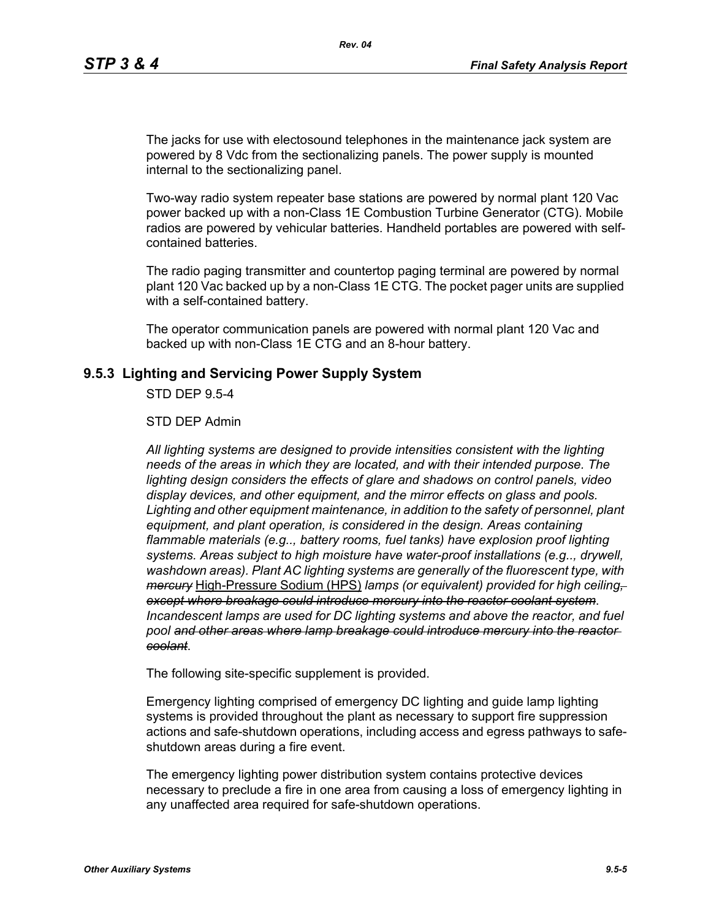The jacks for use with electosound telephones in the maintenance jack system are powered by 8 Vdc from the sectionalizing panels. The power supply is mounted internal to the sectionalizing panel.

Two-way radio system repeater base stations are powered by normal plant 120 Vac power backed up with a non-Class 1E Combustion Turbine Generator (CTG). Mobile radios are powered by vehicular batteries. Handheld portables are powered with self-contained batteries.

The radio paging transmitter and countertop paging terminal are powered by normal plant 120 Vac backed up by a non-Class 1E CTG. The pocket pager units are supplied with a self-contained battery.

The operator communication panels are powered with normal plant 120 Vac and backed up with non-Class 1E CTG and an 8-hour battery.

### 9.5.3 Lighting and Servicing Power Supply System

STD DEP 9.5-4

STD DEP Admin

*All lighting systems are designed to provide intensities consistent with the lighting needs of the areas in which they are located, and with their intended purpose. The lighting design considers the effects of glare and shadows on control panels, video display devices, and other equipment, and the mirror effects on glass and pools. Lighting and other equipment maintenance, in addition to the safety of personnel, plant equipment, and plant operation, is considered in the design. Areas containing flammable materials (e.g.., battery rooms, fuel tanks) have explosion proof lighting systems. Areas subject to high moisture have water-proof installations (e.g.., drywell, washdown areas). Plant AC lighting systems are generally of the fluorescent type, with ~~mercury~~* <u>High-Pressure Sodium (HPS)</u> *lamps (or equivalent) provided for high ceiling~~, except where breakage could introduce mercury into the reactor coolant system~~. Incandescent lamps are used for DC lighting systems and above the reactor, and fuel pool ~~and other areas where lamp breakage could introduce mercury into the reactor coolant~~.*

The following site-specific supplement is provided.

Emergency lighting comprised of emergency DC lighting and guide lamp lighting systems is provided throughout the plant as necessary to support fire suppression actions and safe-shutdown operations, including access and egress pathways to safe-shutdown areas during a fire event.

The emergency lighting power distribution system contains protective devices necessary to preclude a fire in one area from causing a loss of emergency lighting in any unaffected area required for safe-shutdown operations.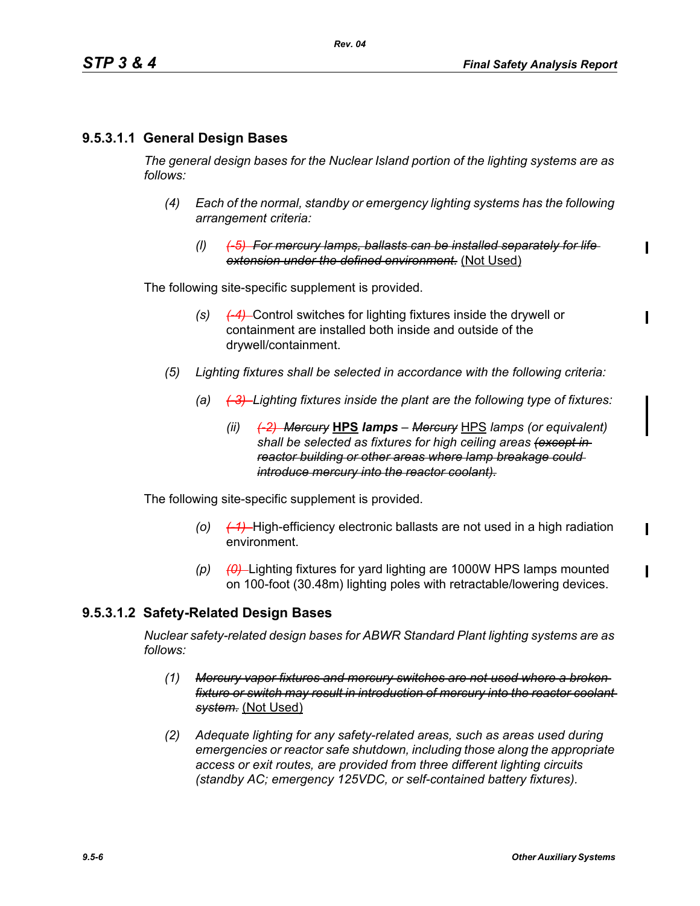### 9.5.3.1.1 General Design Bases

*The general design bases for the Nuclear Island portion of the lighting systems are as follows:*

*(4) Each of the normal, standby or emergency lighting systems has the following arrangement criteria:*

*(l) ~~(-5) For mercury lamps, ballasts can be installed separately for life extension under the defined environment.~~* (Not Used)

The following site-specific supplement is provided.

*(s) ~~(-4)~~* Control switches for lighting fixtures inside the drywell or containment are installed both inside and outside of the drywell/containment.

*(5) Lighting fixtures shall be selected in accordance with the following criteria:*

*(a) ~~(-3)~~ Lighting fixtures inside the plant are the following type of fixtures:*

*(ii) ~~(-2)~~ ~~Mercury~~* **HPS** ***lamps*** *– ~~Mercury~~* HPS *lamps (or equivalent) shall be selected as fixtures for high ceiling areas ~~(except in reactor building or other areas where lamp breakage could introduce mercury into the reactor coolant).~~*

The following site-specific supplement is provided.

*(o) ~~(-1)~~* High-efficiency electronic ballasts are not used in a high radiation environment.

*(p) ~~(0)~~* Lighting fixtures for yard lighting are 1000W HPS lamps mounted on 100-foot (30.48m) lighting poles with retractable/lowering devices.

### 9.5.3.1.2 Safety-Related Design Bases

*Nuclear safety-related design bases for ABWR Standard Plant lighting systems are as follows:*

*(1) ~~Mercury vapor fixtures and mercury switches are not used where a broken fixture or switch may result in introduction of mercury into the reactor coolant system.~~* (Not Used)

*(2) Adequate lighting for any safety-related areas, such as areas used during emergencies or reactor safe shutdown, including those along the appropriate access or exit routes, are provided from three different lighting circuits (standby AC; emergency 125VDC, or self-contained battery fixtures).*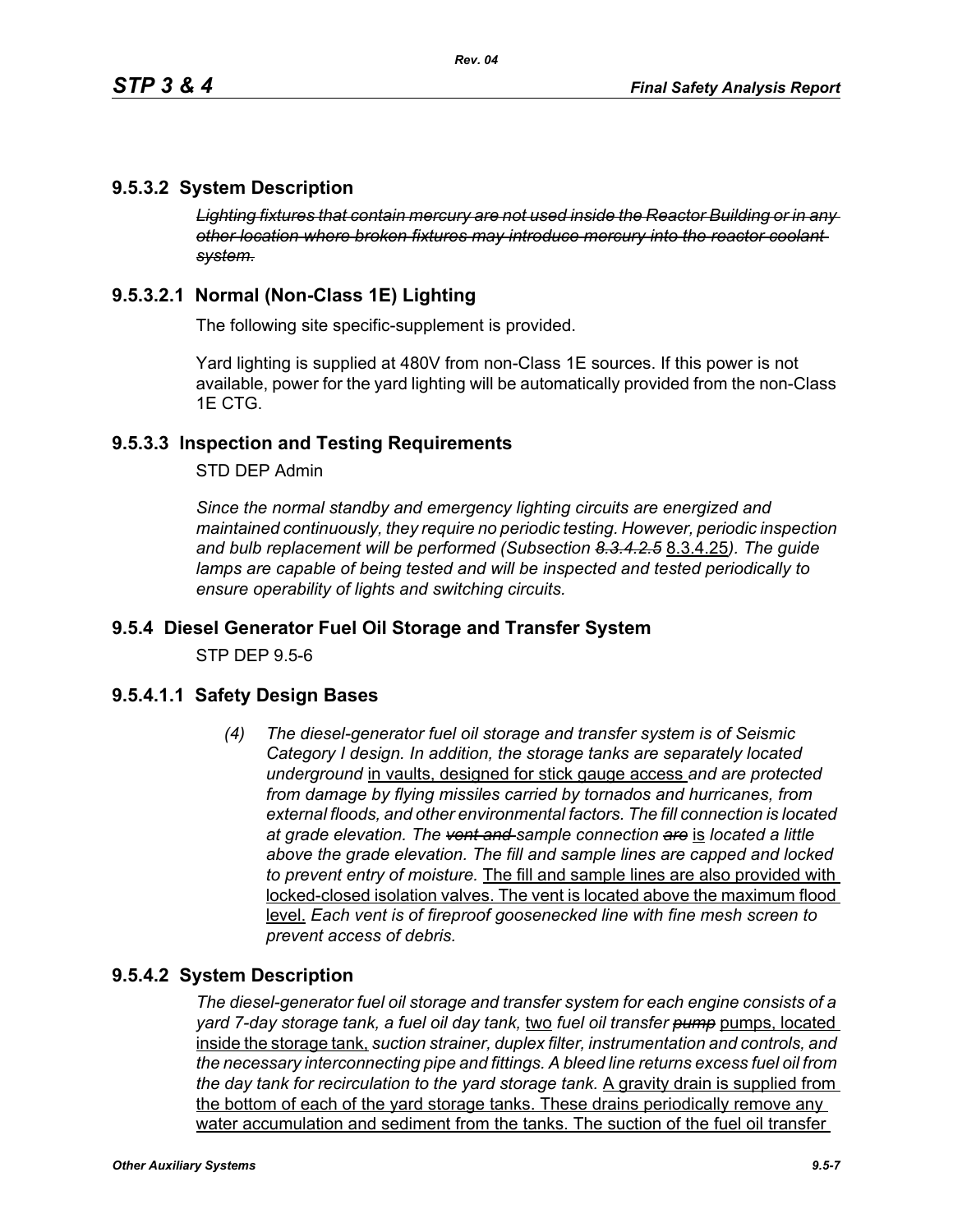## 9.5.3.2 System Description

~~*Lighting fixtures that contain mercury are not used inside the Reactor Building or in any other location where broken fixtures may introduce mercury into the reactor coolant system.*~~

### 9.5.3.2.1 Normal (Non-Class 1E) Lighting

The following site specific-supplement is provided.

Yard lighting is supplied at 480V from non-Class 1E sources. If this power is not available, power for the yard lighting will be automatically provided from the non-Class 1E CTG.

## 9.5.3.3 Inspection and Testing Requirements

STD DEP Admin

*Since the normal standby and emergency lighting circuits are energized and maintained continuously, they require no periodic testing. However, periodic inspection and bulb replacement will be performed (Subsection ~~8.3.4.2.5~~* <u>8.3.4.25</u>*). The guide lamps are capable of being tested and will be inspected and tested periodically to ensure operability of lights and switching circuits.*

# 9.5.4 Diesel Generator Fuel Oil Storage and Transfer System

STP DEP 9.5-6

### 9.5.4.1.1 Safety Design Bases

*(4) The diesel-generator fuel oil storage and transfer system is of Seismic Category I design. In addition, the storage tanks are separately located underground* <u>in vaults, designed for stick gauge access</u> *and are protected from damage by flying missiles carried by tornados and hurricanes, from external floods, and other environmental factors. The fill connection is located at grade elevation. The ~~vent and~~ sample connection ~~are~~* <u>is</u> *located a little above the grade elevation. The fill and sample lines are capped and locked to prevent entry of moisture.* <u>The fill and sample lines are also provided with locked-closed isolation valves. The vent is located above the maximum flood level.</u> *Each vent is of fireproof goosenecked line with fine mesh screen to prevent access of debris.*

## 9.5.4.2 System Description

*The diesel-generator fuel oil storage and transfer system for each engine consists of a yard 7-day storage tank, a fuel oil day tank,* <u>two</u> *fuel oil transfer ~~pump~~* <u>pumps, located inside the storage tank,</u> *suction strainer, duplex filter, instrumentation and controls, and the necessary interconnecting pipe and fittings. A bleed line returns excess fuel oil from the day tank for recirculation to the yard storage tank.* <u>A gravity drain is supplied from the bottom of each of the yard storage tanks. These drains periodically remove any water accumulation and sediment from the tanks. The suction of the fuel oil transfer</u>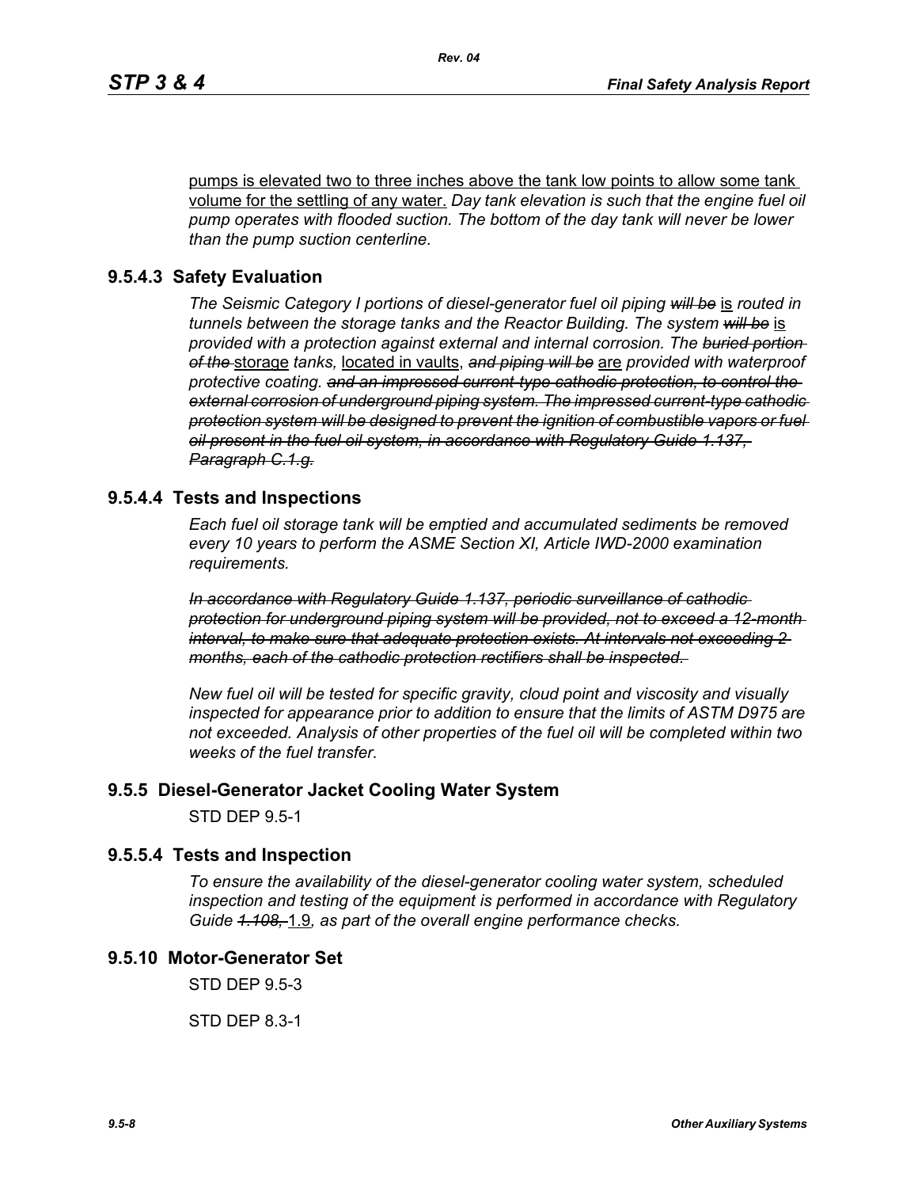pumps is elevated two to three inches above the tank low points to allow some tank volume for the settling of any water. *Day tank elevation is such that the engine fuel oil pump operates with flooded suction. The bottom of the day tank will never be lower than the pump suction centerline.*

## 9.5.4.3 Safety Evaluation

*The Seismic Category I portions of diesel-generator fuel oil piping ~~will be~~* is *routed in tunnels between the storage tanks and the Reactor Building. The system ~~will be~~* is *provided with a protection against external and internal corrosion. The ~~buried portion of the~~* storage *tanks,* located in vaults, *~~and piping will be~~* are *provided with waterproof protective coating. ~~and an impressed current-type cathodic protection, to control the external corrosion of underground piping system. The impressed current-type cathodic protection system will be designed to prevent the ignition of combustible vapors or fuel oil present in the fuel oil system, in accordance with Regulatory Guide 1.137, Paragraph C.1.g.~~*

## 9.5.4.4 Tests and Inspections

*Each fuel oil storage tank will be emptied and accumulated sediments be removed every 10 years to perform the ASME Section XI, Article IWD-2000 examination requirements.*

*~~In accordance with Regulatory Guide 1.137, periodic surveillance of cathodic protection for underground piping system will be provided, not to exceed a 12-month interval, to make sure that adequate protection exists. At intervals not exceeding 2 months, each of the cathodic protection rectifiers shall be inspected.~~*

*New fuel oil will be tested for specific gravity, cloud point and viscosity and visually inspected for appearance prior to addition to ensure that the limits of ASTM D975 are not exceeded. Analysis of other properties of the fuel oil will be completed within two weeks of the fuel transfer.*

## 9.5.5 Diesel-Generator Jacket Cooling Water System

STD DEP 9.5-1

## 9.5.5.4 Tests and Inspection

*To ensure the availability of the diesel-generator cooling water system, scheduled inspection and testing of the equipment is performed in accordance with Regulatory Guide ~~1.108,~~* 1.9*, as part of the overall engine performance checks.*

## 9.5.10 Motor-Generator Set

STD DEP 9.5-3

STD DEP 8.3-1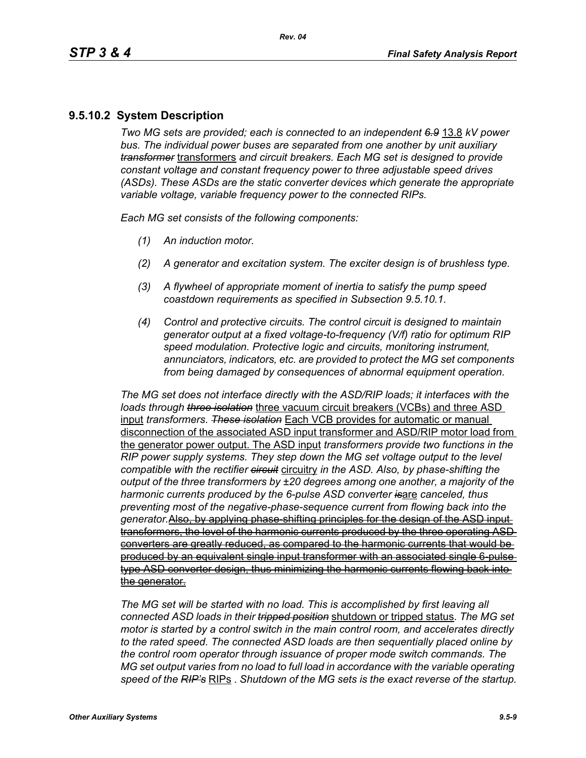### 9.5.10.2 System Description

*Two MG sets are provided; each is connected to an independent* ~~*6.9*~~ <u>13.8</u> *kV power bus. The individual power buses are separated from one another by unit auxiliary* ~~*transformer*~~ <u>transformers</u> *and circuit breakers. Each MG set is designed to provide constant voltage and constant frequency power to three adjustable speed drives (ASDs). These ASDs are the static converter devices which generate the appropriate variable voltage, variable frequency power to the connected RIPs.*

*Each MG set consists of the following components:*

- *(1) An induction motor.*
- *(2) A generator and excitation system. The exciter design is of brushless type.*
- *(3) A flywheel of appropriate moment of inertia to satisfy the pump speed coastdown requirements as specified in Subsection 9.5.10.1.*
- *(4) Control and protective circuits. The control circuit is designed to maintain generator output at a fixed voltage-to-frequency (V/f) ratio for optimum RIP speed modulation. Protective logic and circuits, monitoring instrument, annunciators, indicators, etc. are provided to protect the MG set components from being damaged by consequences of abnormal equipment operation.*

*The MG set does not interface directly with the ASD/RIP loads; it interfaces with the loads through* ~~*three isolation*~~ <u>three vacuum circuit breakers (VCBs) and three ASD input</u> *transformers.* ~~*These isolation*~~ <u>Each VCB provides for automatic or manual disconnection of the associated ASD input transformer and ASD/RIP motor load from the generator power output. The ASD input</u> *transformers provide two functions in the RIP power supply systems. They step down the MG set voltage output to the level compatible with the rectifier* ~~*circuit*~~ <u>circuitry</u> *in the ASD. Also, by phase-shifting the output of the three transformers by ±20 degrees among one another, a majority of the harmonic currents produced by the 6-pulse ASD converter* ~~*is*~~<u>are</u> *canceled, thus preventing most of the negative-phase-sequence current from flowing back into the generator.*~~Also, by applying phase-shifting principles for the design of the ASD input transformers, the level of the harmonic currents produced by the three operating ASD converters are greatly reduced, as compared to the harmonic currents that would be produced by an equivalent single input transformer with an associated single 6-pulse type ASD converter design, thus minimizing the harmonic currents flowing back into the generator.~~

*The MG set will be started with no load. This is accomplished by first leaving all connected ASD loads in their* ~~*tripped position*~~ <u>shutdown or tripped status</u>*. The MG set motor is started by a control switch in the main control room, and accelerates directly to the rated speed. The connected ASD loads are then sequentially placed online by the control room operator through issuance of proper mode switch commands. The MG set output varies from no load to full load in accordance with the variable operating speed of the* ~~*RIP's*~~ <u>RIPs</u> *. Shutdown of the MG sets is the exact reverse of the startup.*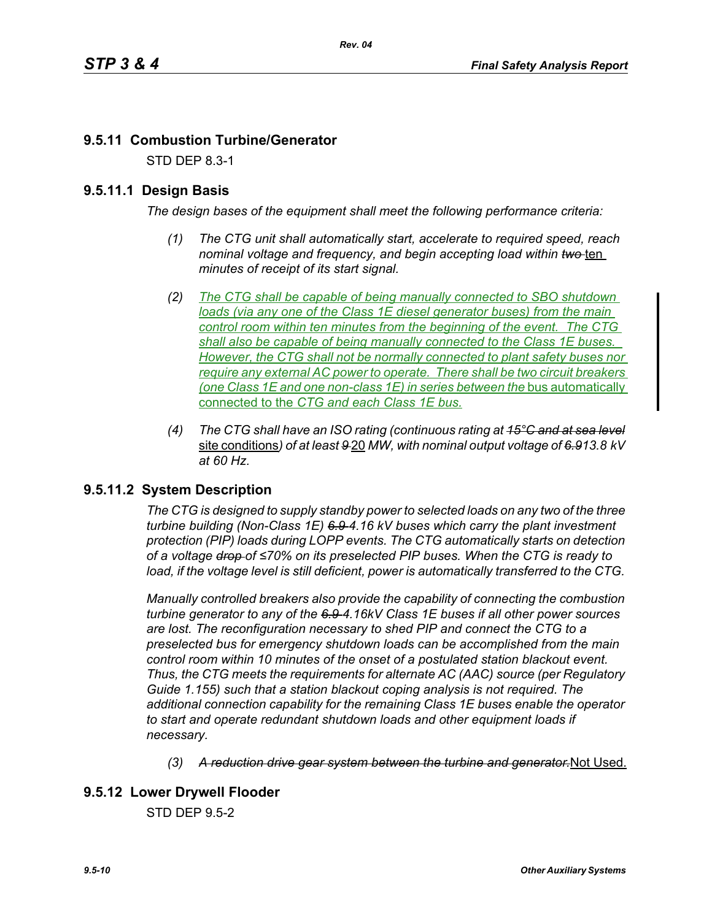## 9.5.11 Combustion Turbine/Generator

STD DEP 8.3-1

### 9.5.11.1 Design Basis

*The design bases of the equipment shall meet the following performance criteria:*

*(1) The CTG unit shall automatically start, accelerate to required speed, reach nominal voltage and frequency, and begin accepting load within ~~two~~* ten *minutes of receipt of its start signal.*

*(2) The CTG shall be capable of being manually connected to SBO shutdown loads (via any one of the Class 1E diesel generator buses) from the main control room within ten minutes from the beginning of the event. The CTG shall also be capable of being manually connected to the Class 1E buses. However, the CTG shall not be normally connected to plant safety buses nor require any external AC power to operate. There shall be two circuit breakers (one Class 1E and one non-class 1E) in series between the* bus automatically connected to the *CTG and each Class 1E bus.*

*(4) The CTG shall have an ISO rating (continuous rating at ~~15°C and at sea level~~* site conditions*) of at least ~~9~~* 20 *MW, with nominal output voltage of ~~6.9~~13.8 kV at 60 Hz.*

### 9.5.11.2 System Description

*The CTG is designed to supply standby power to selected loads on any two of the three turbine building (Non-Class 1E) ~~6.9~~ 4.16 kV buses which carry the plant investment protection (PIP) loads during LOPP events. The CTG automatically starts on detection of a voltage ~~drop~~ of ≤70% on its preselected PIP buses. When the CTG is ready to load, if the voltage level is still deficient, power is automatically transferred to the CTG.*

*Manually controlled breakers also provide the capability of connecting the combustion turbine generator to any of the ~~6.9~~ 4.16kV Class 1E buses if all other power sources are lost. The reconfiguration necessary to shed PIP and connect the CTG to a preselected bus for emergency shutdown loads can be accomplished from the main control room within 10 minutes of the onset of a postulated station blackout event. Thus, the CTG meets the requirements for alternate AC (AAC) source (per Regulatory Guide 1.155) such that a station blackout coping analysis is not required. The additional connection capability for the remaining Class 1E buses enable the operator to start and operate redundant shutdown loads and other equipment loads if necessary.*

*(3) ~~A reduction drive gear system between the turbine and generator.~~* Not Used.

## 9.5.12 Lower Drywell Flooder

STD DEP 9.5-2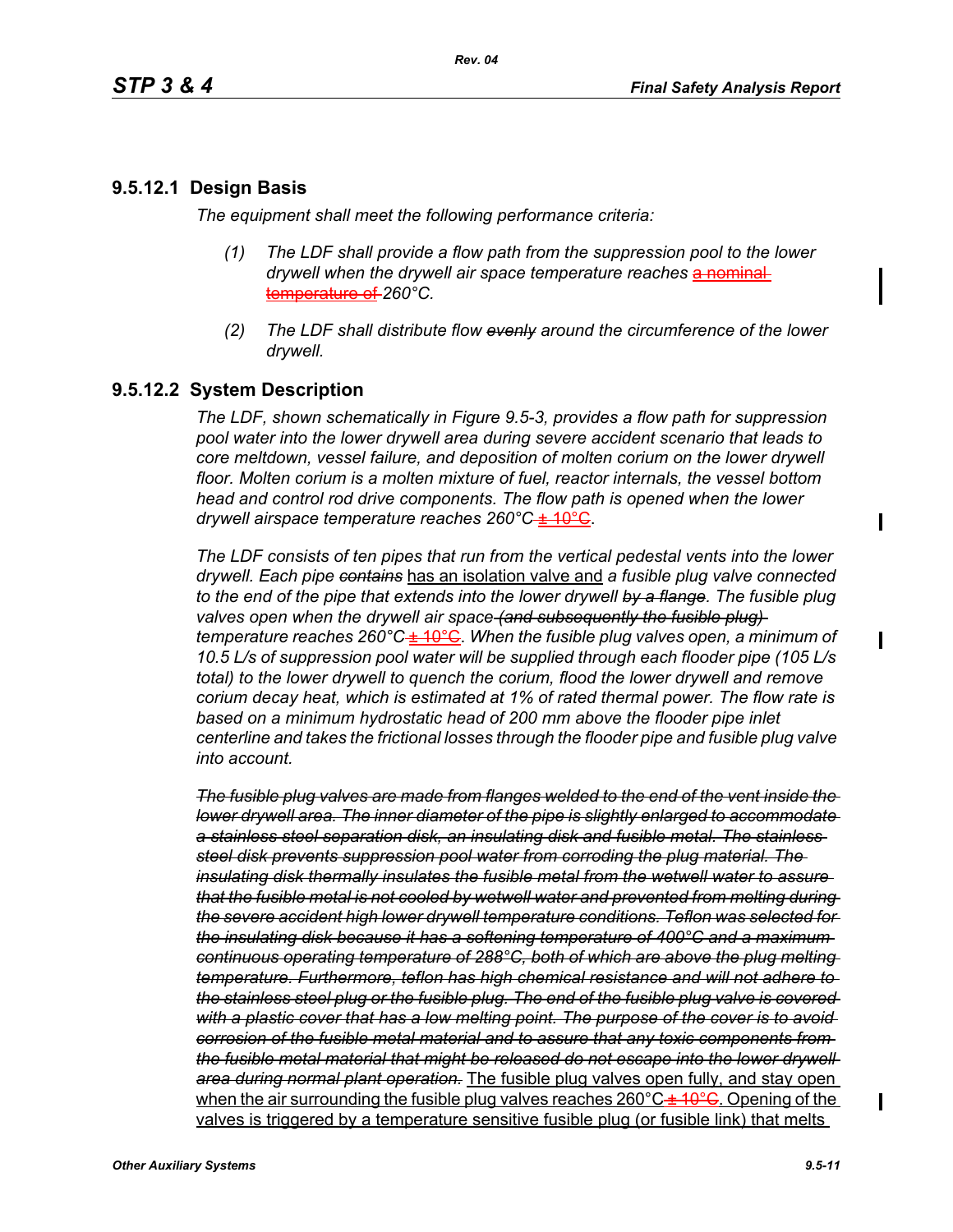### 9.5.12.1 Design Basis

*The equipment shall meet the following performance criteria:*

*(1) The LDF shall provide a flow path from the suppression pool to the lower drywell when the drywell air space temperature reaches ~~a nominal temperature of~~ 260°C.*

*(2) The LDF shall distribute flow ~~evenly~~ around the circumference of the lower drywell.*

### 9.5.12.2 System Description

*The LDF, shown schematically in Figure 9.5-3, provides a flow path for suppression pool water into the lower drywell area during severe accident scenario that leads to core meltdown, vessel failure, and deposition of molten corium on the lower drywell floor. Molten corium is a molten mixture of fuel, reactor internals, the vessel bottom head and control rod drive components. The flow path is opened when the lower drywell airspace temperature reaches 260°C ~~± 10°C~~.*

*The LDF consists of ten pipes that run from the vertical pedestal vents into the lower drywell. Each pipe ~~contains~~* has an isolation valve and *a fusible plug valve connected to the end of the pipe that extends into the lower drywell ~~by a flange~~. The fusible plug valves open when the drywell air space ~~(and subsequently the fusible plug)~~ temperature reaches 260°C ~~± 10°C~~. When the fusible plug valves open, a minimum of 10.5 L/s of suppression pool water will be supplied through each flooder pipe (105 L/s total) to the lower drywell to quench the corium, flood the lower drywell and remove corium decay heat, which is estimated at 1% of rated thermal power. The flow rate is based on a minimum hydrostatic head of 200 mm above the flooder pipe inlet centerline and takes the frictional losses through the flooder pipe and fusible plug valve into account.*

*~~The fusible plug valves are made from flanges welded to the end of the vent inside the lower drywell area. The inner diameter of the pipe is slightly enlarged to accommodate a stainless steel separation disk, an insulating disk and fusible metal. The stainless steel disk prevents suppression pool water from corroding the plug material. The insulating disk thermally insulates the fusible metal from the wetwell water to assure that the fusible metal is not cooled by wetwell water and prevented from melting during the severe accident high lower drywell temperature conditions. Teflon was selected for the insulating disk because it has a softening temperature of 400°C and a maximum continuous operating temperature of 288°C, both of which are above the plug melting temperature. Furthermore, teflon has high chemical resistance and will not adhere to the stainless steel plug or the fusible plug. The end of the fusible plug valve is covered with a plastic cover that has a low melting point. The purpose of the cover is to avoid corrosion of the fusible metal material and to assure that any toxic components from the fusible metal material that might be released do not escape into the lower drywell area during normal plant operation.~~* The fusible plug valves open fully, and stay open when the air surrounding the fusible plug valves reaches 260°C ~~± 10°C~~. Opening of the valves is triggered by a temperature sensitive fusible plug (or fusible link) that melts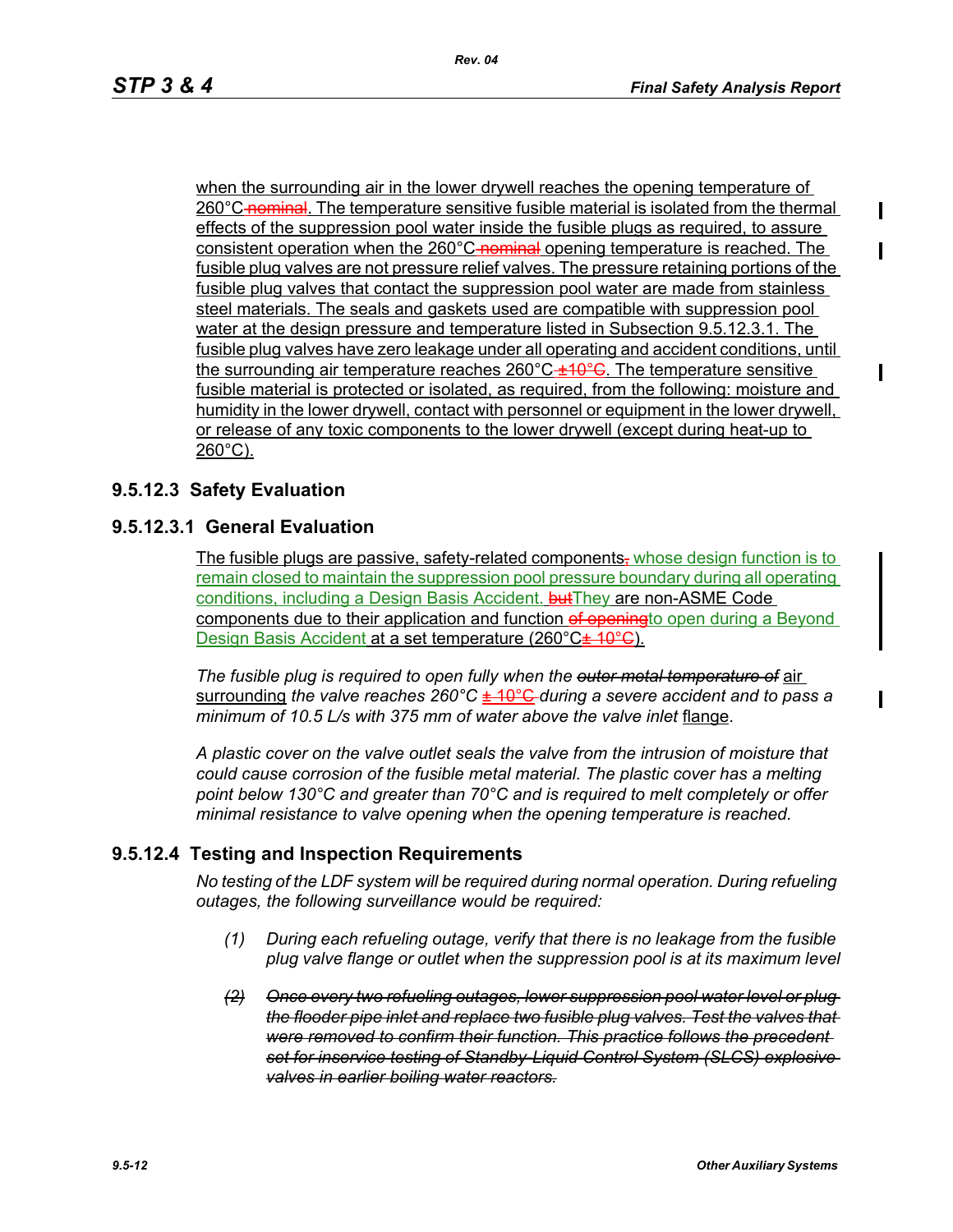when the surrounding air in the lower drywell reaches the opening temperature of 260°C ~~nominal~~. The temperature sensitive fusible material is isolated from the thermal effects of the suppression pool water inside the fusible plugs as required, to assure consistent operation when the 260°C ~~nominal~~ opening temperature is reached. The fusible plug valves are not pressure relief valves. The pressure retaining portions of the fusible plug valves that contact the suppression pool water are made from stainless steel materials. The seals and gaskets used are compatible with suppression pool water at the design pressure and temperature listed in Subsection 9.5.12.3.1. The fusible plug valves have zero leakage under all operating and accident conditions, until the surrounding air temperature reaches 260°C ~~±10°C~~. The temperature sensitive fusible material is protected or isolated, as required, from the following: moisture and humidity in the lower drywell, contact with personnel or equipment in the lower drywell, or release of any toxic components to the lower drywell (except during heat-up to 260°C).

### 9.5.12.3 Safety Evaluation

#### 9.5.12.3.1 General Evaluation

The fusible plugs are passive, safety-related components~~,~~ whose design function is to remain closed to maintain the suppression pool pressure boundary during all operating conditions, including a Design Basis Accident. ~~but~~They are non-ASME Code components due to their application and function ~~of opening~~to open during a Beyond Design Basis Accident at a set temperature (260°C~~± 10°C~~).

*The fusible plug is required to open fully when the ~~outer metal temperature of~~* air surrounding *the valve reaches 260°C ~~± 10°C~~ during a severe accident and to pass a minimum of 10.5 L/s with 375 mm of water above the valve inlet* flange.

*A plastic cover on the valve outlet seals the valve from the intrusion of moisture that could cause corrosion of the fusible metal material. The plastic cover has a melting point below 130°C and greater than 70°C and is required to melt completely or offer minimal resistance to valve opening when the opening temperature is reached.*

### 9.5.12.4 Testing and Inspection Requirements

*No testing of the LDF system will be required during normal operation. During refueling outages, the following surveillance would be required:*

*(1) During each refueling outage, verify that there is no leakage from the fusible plug valve flange or outlet when the suppression pool is at its maximum level*

*~~(2) Once every two refueling outages, lower suppression pool water level or plug the flooder pipe inlet and replace two fusible plug valves. Test the valves that were removed to confirm their function. This practice follows the precedent set for inservice testing of Standby Liquid Control System (SLCS) explosive valves in earlier boiling water reactors.~~*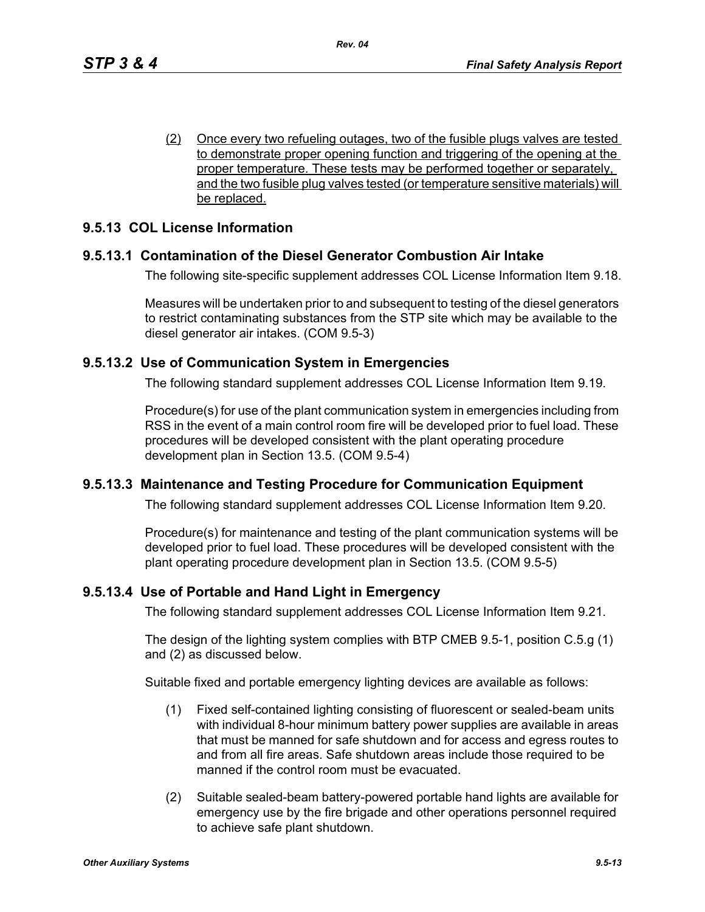(2) Once every two refueling outages, two of the fusible plugs valves are tested to demonstrate proper opening function and triggering of the opening at the proper temperature. These tests may be performed together or separately, and the two fusible plug valves tested (or temperature sensitive materials) will be replaced.

## 9.5.13 COL License Information

### 9.5.13.1 Contamination of the Diesel Generator Combustion Air Intake

The following site-specific supplement addresses COL License Information Item 9.18.

Measures will be undertaken prior to and subsequent to testing of the diesel generators to restrict contaminating substances from the STP site which may be available to the diesel generator air intakes. (COM 9.5-3)

### 9.5.13.2 Use of Communication System in Emergencies

The following standard supplement addresses COL License Information Item 9.19.

Procedure(s) for use of the plant communication system in emergencies including from RSS in the event of a main control room fire will be developed prior to fuel load. These procedures will be developed consistent with the plant operating procedure development plan in Section 13.5. (COM 9.5-4)

### 9.5.13.3 Maintenance and Testing Procedure for Communication Equipment

The following standard supplement addresses COL License Information Item 9.20.

Procedure(s) for maintenance and testing of the plant communication systems will be developed prior to fuel load. These procedures will be developed consistent with the plant operating procedure development plan in Section 13.5. (COM 9.5-5)

### 9.5.13.4 Use of Portable and Hand Light in Emergency

The following standard supplement addresses COL License Information Item 9.21.

The design of the lighting system complies with BTP CMEB 9.5-1, position C.5.g (1) and (2) as discussed below.

Suitable fixed and portable emergency lighting devices are available as follows:

(1) Fixed self-contained lighting consisting of fluorescent or sealed-beam units with individual 8-hour minimum battery power supplies are available in areas that must be manned for safe shutdown and for access and egress routes to and from all fire areas. Safe shutdown areas include those required to be manned if the control room must be evacuated.

(2) Suitable sealed-beam battery-powered portable hand lights are available for emergency use by the fire brigade and other operations personnel required to achieve safe plant shutdown.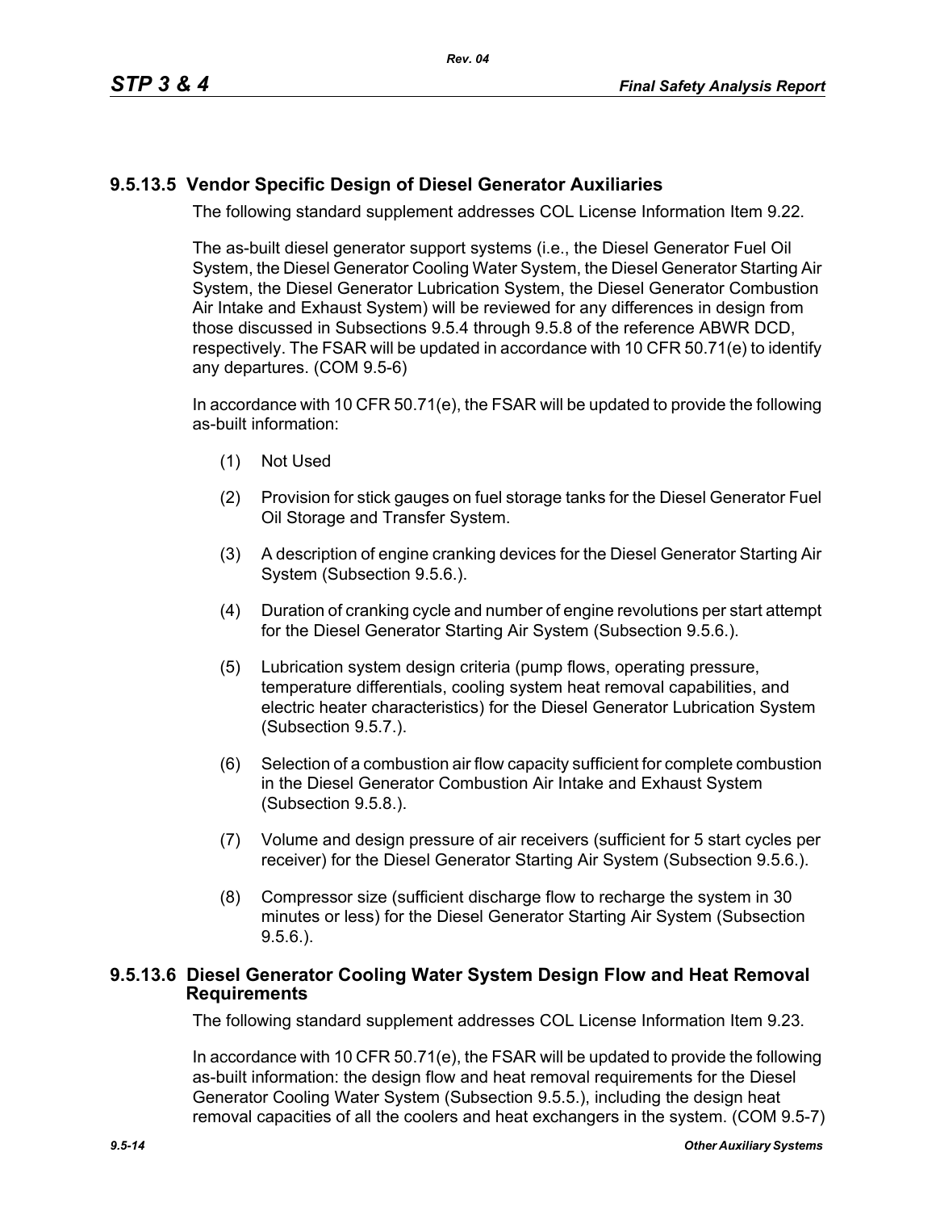### 9.5.13.5 Vendor Specific Design of Diesel Generator Auxiliaries

The following standard supplement addresses COL License Information Item 9.22.

The as-built diesel generator support systems (i.e., the Diesel Generator Fuel Oil System, the Diesel Generator Cooling Water System, the Diesel Generator Starting Air System, the Diesel Generator Lubrication System, the Diesel Generator Combustion Air Intake and Exhaust System) will be reviewed for any differences in design from those discussed in Subsections 9.5.4 through 9.5.8 of the reference ABWR DCD, respectively. The FSAR will be updated in accordance with 10 CFR 50.71(e) to identify any departures. (COM 9.5-6)

In accordance with 10 CFR 50.71(e), the FSAR will be updated to provide the following as-built information:

(1) Not Used

(2) Provision for stick gauges on fuel storage tanks for the Diesel Generator Fuel Oil Storage and Transfer System.

(3) A description of engine cranking devices for the Diesel Generator Starting Air System (Subsection 9.5.6.).

(4) Duration of cranking cycle and number of engine revolutions per start attempt for the Diesel Generator Starting Air System (Subsection 9.5.6.).

(5) Lubrication system design criteria (pump flows, operating pressure, temperature differentials, cooling system heat removal capabilities, and electric heater characteristics) for the Diesel Generator Lubrication System (Subsection 9.5.7.).

(6) Selection of a combustion air flow capacity sufficient for complete combustion in the Diesel Generator Combustion Air Intake and Exhaust System (Subsection 9.5.8.).

(7) Volume and design pressure of air receivers (sufficient for 5 start cycles per receiver) for the Diesel Generator Starting Air System (Subsection 9.5.6.).

(8) Compressor size (sufficient discharge flow to recharge the system in 30 minutes or less) for the Diesel Generator Starting Air System (Subsection 9.5.6.).

### 9.5.13.6 Diesel Generator Cooling Water System Design Flow and Heat Removal Requirements

The following standard supplement addresses COL License Information Item 9.23.

In accordance with 10 CFR 50.71(e), the FSAR will be updated to provide the following as-built information: the design flow and heat removal requirements for the Diesel Generator Cooling Water System (Subsection 9.5.5.), including the design heat removal capacities of all the coolers and heat exchangers in the system. (COM 9.5-7)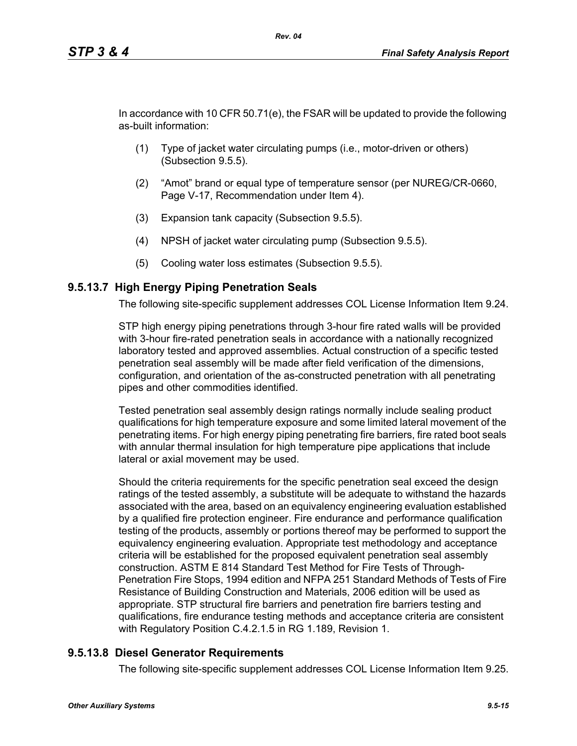In accordance with 10 CFR 50.71(e), the FSAR will be updated to provide the following as-built information:

(1) Type of jacket water circulating pumps (i.e., motor-driven or others) (Subsection 9.5.5).

(2) “Amot” brand or equal type of temperature sensor (per NUREG/CR-0660, Page V-17, Recommendation under Item 4).

(3) Expansion tank capacity (Subsection 9.5.5).

(4) NPSH of jacket water circulating pump (Subsection 9.5.5).

(5) Cooling water loss estimates (Subsection 9.5.5).

### 9.5.13.7 High Energy Piping Penetration Seals

The following site-specific supplement addresses COL License Information Item 9.24.

STP high energy piping penetrations through 3-hour fire rated walls will be provided with 3-hour fire-rated penetration seals in accordance with a nationally recognized laboratory tested and approved assemblies. Actual construction of a specific tested penetration seal assembly will be made after field verification of the dimensions, configuration, and orientation of the as-constructed penetration with all penetrating pipes and other commodities identified.

Tested penetration seal assembly design ratings normally include sealing product qualifications for high temperature exposure and some limited lateral movement of the penetrating items. For high energy piping penetrating fire barriers, fire rated boot seals with annular thermal insulation for high temperature pipe applications that include lateral or axial movement may be used.

Should the criteria requirements for the specific penetration seal exceed the design ratings of the tested assembly, a substitute will be adequate to withstand the hazards associated with the area, based on an equivalency engineering evaluation established by a qualified fire protection engineer. Fire endurance and performance qualification testing of the products, assembly or portions thereof may be performed to support the equivalency engineering evaluation. Appropriate test methodology and acceptance criteria will be established for the proposed equivalent penetration seal assembly construction. ASTM E 814 Standard Test Method for Fire Tests of Through-Penetration Fire Stops, 1994 edition and NFPA 251 Standard Methods of Tests of Fire Resistance of Building Construction and Materials, 2006 edition will be used as appropriate. STP structural fire barriers and penetration fire barriers testing and qualifications, fire endurance testing methods and acceptance criteria are consistent with Regulatory Position C.4.2.1.5 in RG 1.189, Revision 1.

### 9.5.13.8 Diesel Generator Requirements

The following site-specific supplement addresses COL License Information Item 9.25.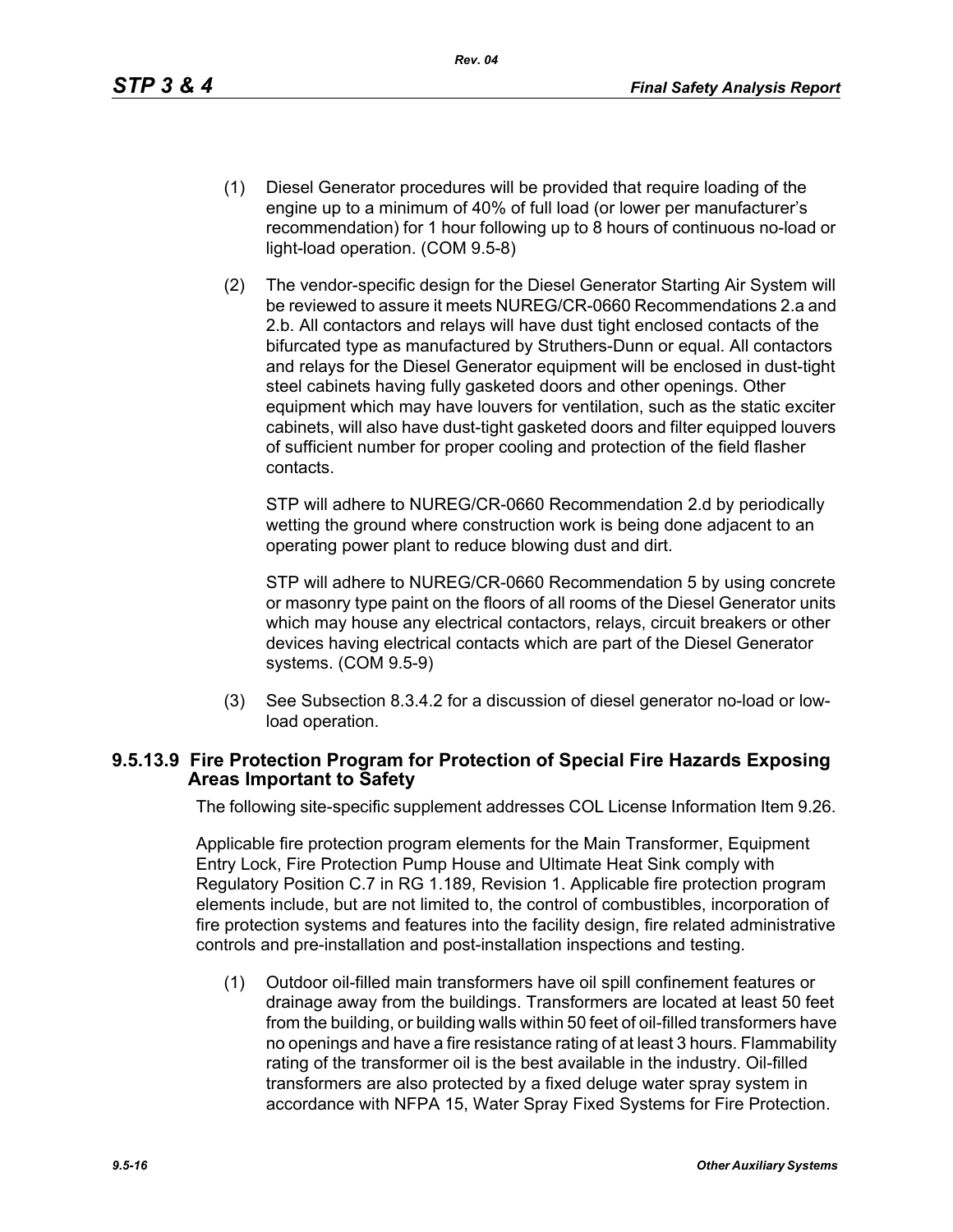(1) Diesel Generator procedures will be provided that require loading of the engine up to a minimum of 40% of full load (or lower per manufacturer's recommendation) for 1 hour following up to 8 hours of continuous no-load or light-load operation. (COM 9.5-8)

(2) The vendor-specific design for the Diesel Generator Starting Air System will be reviewed to assure it meets NUREG/CR-0660 Recommendations 2.a and 2.b. All contactors and relays will have dust tight enclosed contacts of the bifurcated type as manufactured by Struthers-Dunn or equal. All contactors and relays for the Diesel Generator equipment will be enclosed in dust-tight steel cabinets having fully gasketed doors and other openings. Other equipment which may have louvers for ventilation, such as the static exciter cabinets, will also have dust-tight gasketed doors and filter equipped louvers of sufficient number for proper cooling and protection of the field flasher contacts.

   STP will adhere to NUREG/CR-0660 Recommendation 2.d by periodically wetting the ground where construction work is being done adjacent to an operating power plant to reduce blowing dust and dirt.

   STP will adhere to NUREG/CR-0660 Recommendation 5 by using concrete or masonry type paint on the floors of all rooms of the Diesel Generator units which may house any electrical contactors, relays, circuit breakers or other devices having electrical contacts which are part of the Diesel Generator systems. (COM 9.5-9)

(3) See Subsection 8.3.4.2 for a discussion of diesel generator no-load or low-load operation.

### 9.5.13.9 Fire Protection Program for Protection of Special Fire Hazards Exposing Areas Important to Safety

The following site-specific supplement addresses COL License Information Item 9.26.

Applicable fire protection program elements for the Main Transformer, Equipment Entry Lock, Fire Protection Pump House and Ultimate Heat Sink comply with Regulatory Position C.7 in RG 1.189, Revision 1. Applicable fire protection program elements include, but are not limited to, the control of combustibles, incorporation of fire protection systems and features into the facility design, fire related administrative controls and pre-installation and post-installation inspections and testing.

(1) Outdoor oil-filled main transformers have oil spill confinement features or drainage away from the buildings. Transformers are located at least 50 feet from the building, or building walls within 50 feet of oil-filled transformers have no openings and have a fire resistance rating of at least 3 hours. Flammability rating of the transformer oil is the best available in the industry. Oil-filled transformers are also protected by a fixed deluge water spray system in accordance with NFPA 15, Water Spray Fixed Systems for Fire Protection.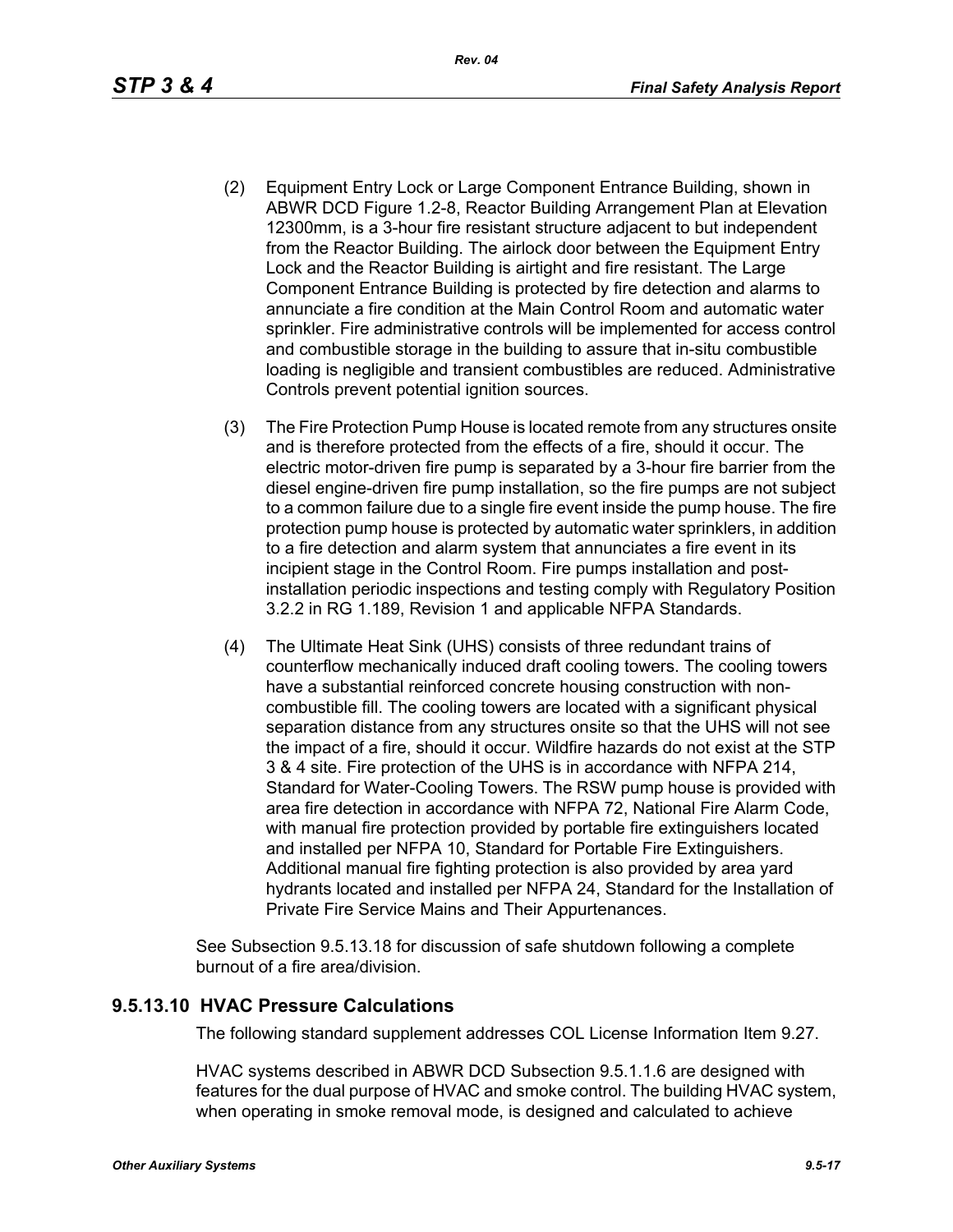(2) Equipment Entry Lock or Large Component Entrance Building, shown in ABWR DCD Figure 1.2-8, Reactor Building Arrangement Plan at Elevation 12300mm, is a 3-hour fire resistant structure adjacent to but independent from the Reactor Building. The airlock door between the Equipment Entry Lock and the Reactor Building is airtight and fire resistant. The Large Component Entrance Building is protected by fire detection and alarms to annunciate a fire condition at the Main Control Room and automatic water sprinkler. Fire administrative controls will be implemented for access control and combustible storage in the building to assure that in-situ combustible loading is negligible and transient combustibles are reduced. Administrative Controls prevent potential ignition sources.

(3) The Fire Protection Pump House is located remote from any structures onsite and is therefore protected from the effects of a fire, should it occur. The electric motor-driven fire pump is separated by a 3-hour fire barrier from the diesel engine-driven fire pump installation, so the fire pumps are not subject to a common failure due to a single fire event inside the pump house. The fire protection pump house is protected by automatic water sprinklers, in addition to a fire detection and alarm system that annunciates a fire event in its incipient stage in the Control Room. Fire pumps installation and post-installation periodic inspections and testing comply with Regulatory Position 3.2.2 in RG 1.189, Revision 1 and applicable NFPA Standards.

(4) The Ultimate Heat Sink (UHS) consists of three redundant trains of counterflow mechanically induced draft cooling towers. The cooling towers have a substantial reinforced concrete housing construction with non-combustible fill. The cooling towers are located with a significant physical separation distance from any structures onsite so that the UHS will not see the impact of a fire, should it occur. Wildfire hazards do not exist at the STP 3 & 4 site. Fire protection of the UHS is in accordance with NFPA 214, Standard for Water-Cooling Towers. The RSW pump house is provided with area fire detection in accordance with NFPA 72, National Fire Alarm Code, with manual fire protection provided by portable fire extinguishers located and installed per NFPA 10, Standard for Portable Fire Extinguishers. Additional manual fire fighting protection is also provided by area yard hydrants located and installed per NFPA 24, Standard for the Installation of Private Fire Service Mains and Their Appurtenances.

See Subsection 9.5.13.18 for discussion of safe shutdown following a complete burnout of a fire area/division.

## 9.5.13.10 HVAC Pressure Calculations

The following standard supplement addresses COL License Information Item 9.27.

HVAC systems described in ABWR DCD Subsection 9.5.1.1.6 are designed with features for the dual purpose of HVAC and smoke control. The building HVAC system, when operating in smoke removal mode, is designed and calculated to achieve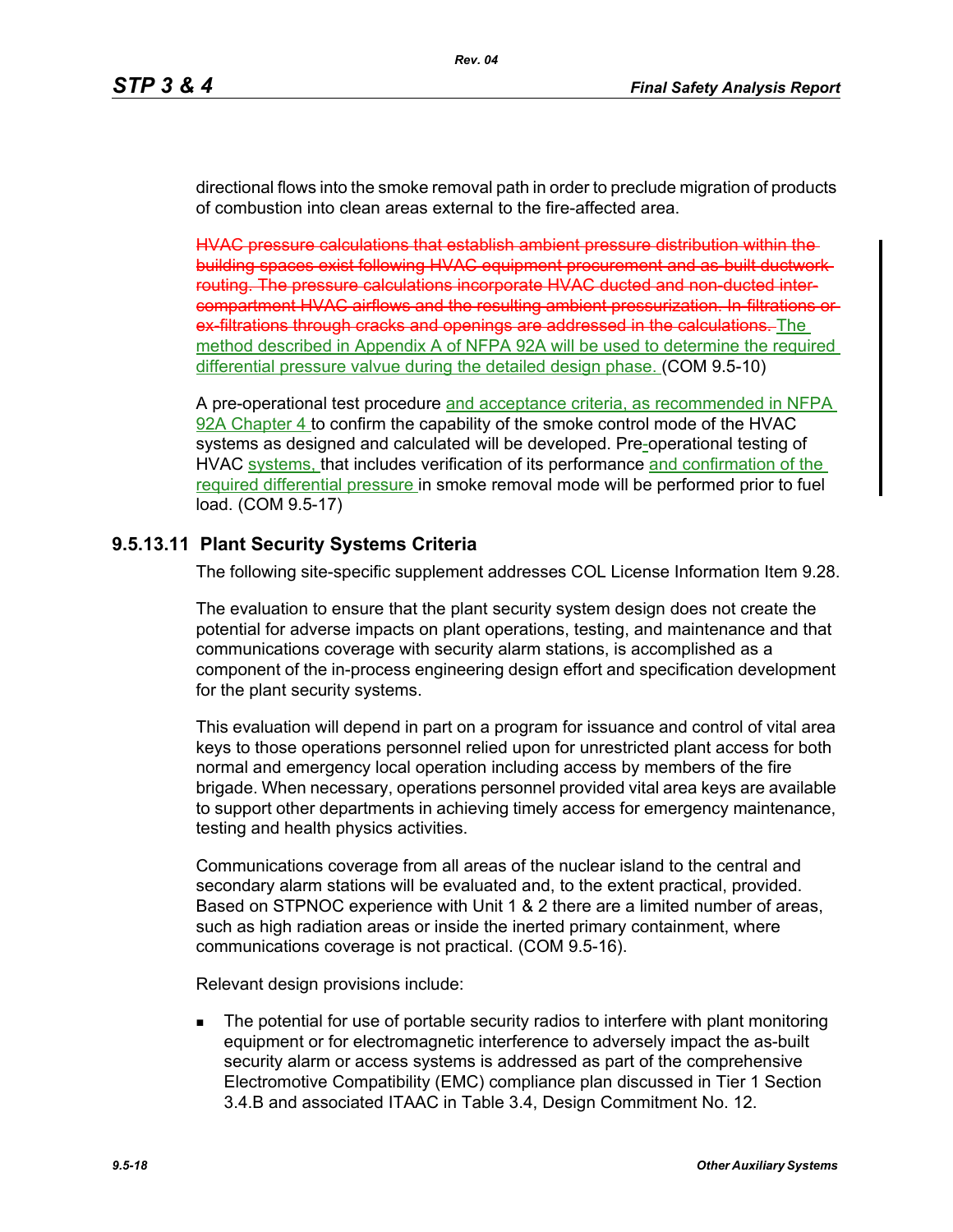directional flows into the smoke removal path in order to preclude migration of products of combustion into clean areas external to the fire-affected area.

~~HVAC pressure calculations that establish ambient pressure distribution within the building spaces exist following HVAC equipment procurement and as-built ductwork routing. The pressure calculations incorporate HVAC ducted and non-ducted inter-compartment HVAC airflows and the resulting ambient pressurization. In-filtrations or ex-filtrations through cracks and openings are addressed in the calculations.~~ The method described in Appendix A of NFPA 92A will be used to determine the required differential pressure valvue during the detailed design phase. (COM 9.5-10)

A pre-operational test procedure and acceptance criteria, as recommended in NFPA 92A Chapter 4 to confirm the capability of the smoke control mode of the HVAC systems as designed and calculated will be developed. Pre-operational testing of HVAC systems, that includes verification of its performance and confirmation of the required differential pressure in smoke removal mode will be performed prior to fuel load. (COM 9.5-17)

### 9.5.13.11 Plant Security Systems Criteria

The following site-specific supplement addresses COL License Information Item 9.28.

The evaluation to ensure that the plant security system design does not create the potential for adverse impacts on plant operations, testing, and maintenance and that communications coverage with security alarm stations, is accomplished as a component of the in-process engineering design effort and specification development for the plant security systems.

This evaluation will depend in part on a program for issuance and control of vital area keys to those operations personnel relied upon for unrestricted plant access for both normal and emergency local operation including access by members of the fire brigade. When necessary, operations personnel provided vital area keys are available to support other departments in achieving timely access for emergency maintenance, testing and health physics activities.

Communications coverage from all areas of the nuclear island to the central and secondary alarm stations will be evaluated and, to the extent practical, provided. Based on STPNOC experience with Unit 1 & 2 there are a limited number of areas, such as high radiation areas or inside the inerted primary containment, where communications coverage is not practical. (COM 9.5-16).

Relevant design provisions include:

- The potential for use of portable security radios to interfere with plant monitoring equipment or for electromagnetic interference to adversely impact the as-built security alarm or access systems is addressed as part of the comprehensive Electromotive Compatibility (EMC) compliance plan discussed in Tier 1 Section 3.4.B and associated ITAAC in Table 3.4, Design Commitment No. 12.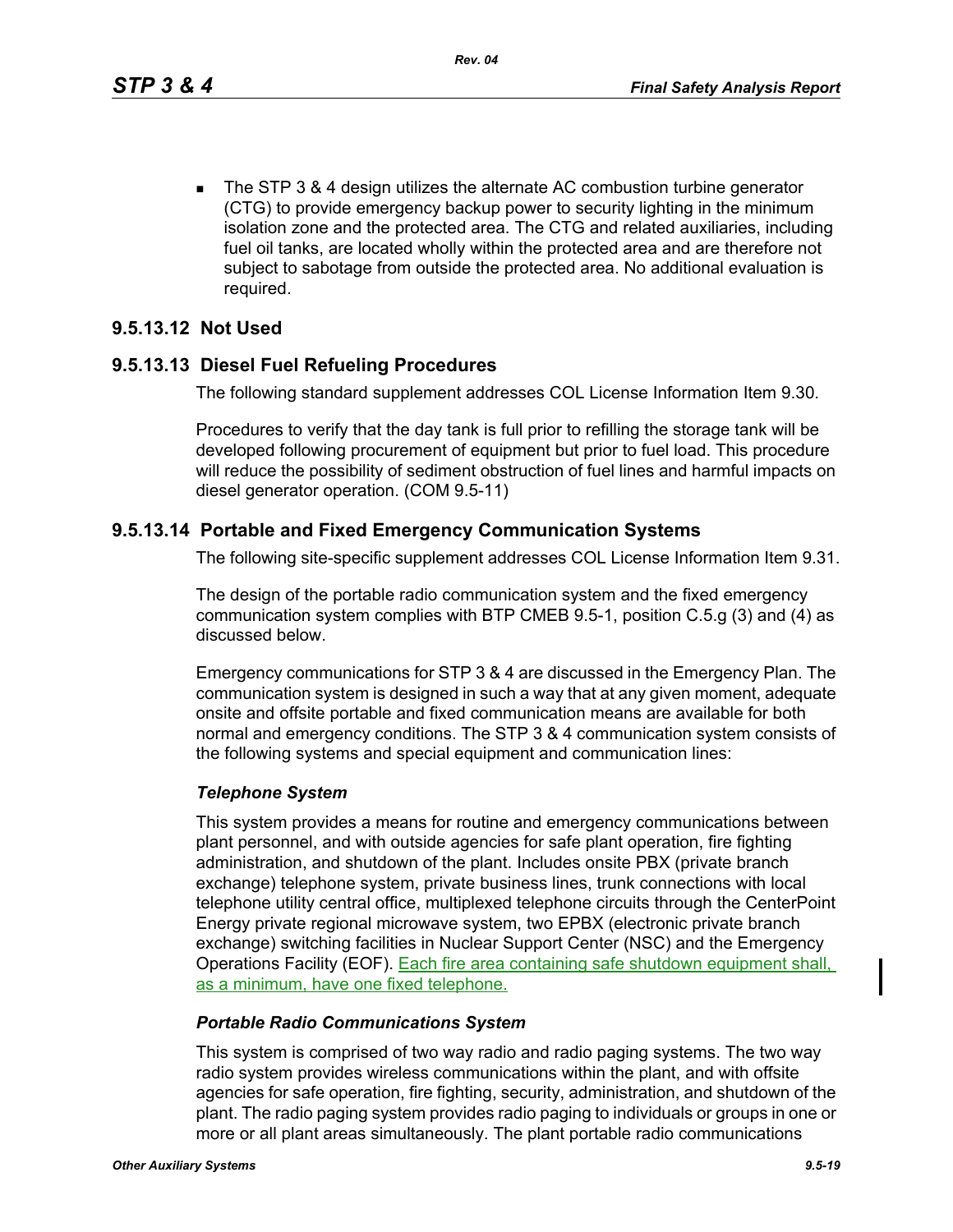- The STP 3 & 4 design utilizes the alternate AC combustion turbine generator (CTG) to provide emergency backup power to security lighting in the minimum isolation zone and the protected area. The CTG and related auxiliaries, including fuel oil tanks, are located wholly within the protected area and are therefore not subject to sabotage from outside the protected area. No additional evaluation is required.

### 9.5.13.12 Not Used

### 9.5.13.13 Diesel Fuel Refueling Procedures

The following standard supplement addresses COL License Information Item 9.30.

Procedures to verify that the day tank is full prior to refilling the storage tank will be developed following procurement of equipment but prior to fuel load. This procedure will reduce the possibility of sediment obstruction of fuel lines and harmful impacts on diesel generator operation. (COM 9.5-11)

### 9.5.13.14 Portable and Fixed Emergency Communication Systems

The following site-specific supplement addresses COL License Information Item 9.31.

The design of the portable radio communication system and the fixed emergency communication system complies with BTP CMEB 9.5-1, position C.5.g (3) and (4) as discussed below.

Emergency communications for STP 3 & 4 are discussed in the Emergency Plan. The communication system is designed in such a way that at any given moment, adequate onsite and offsite portable and fixed communication means are available for both normal and emergency conditions. The STP 3 & 4 communication system consists of the following systems and special equipment and communication lines:

*Telephone System*

This system provides a means for routine and emergency communications between plant personnel, and with outside agencies for safe plant operation, fire fighting administration, and shutdown of the plant. Includes onsite PBX (private branch exchange) telephone system, private business lines, trunk connections with local telephone utility central office, multiplexed telephone circuits through the CenterPoint Energy private regional microwave system, two EPBX (electronic private branch exchange) switching facilities in Nuclear Support Center (NSC) and the Emergency Operations Facility (EOF). Each fire area containing safe shutdown equipment shall, as a minimum, have one fixed telephone.

*Portable Radio Communications System*

This system is comprised of two way radio and radio paging systems. The two way radio system provides wireless communications within the plant, and with offsite agencies for safe operation, fire fighting, security, administration, and shutdown of the plant. The radio paging system provides radio paging to individuals or groups in one or more or all plant areas simultaneously. The plant portable radio communications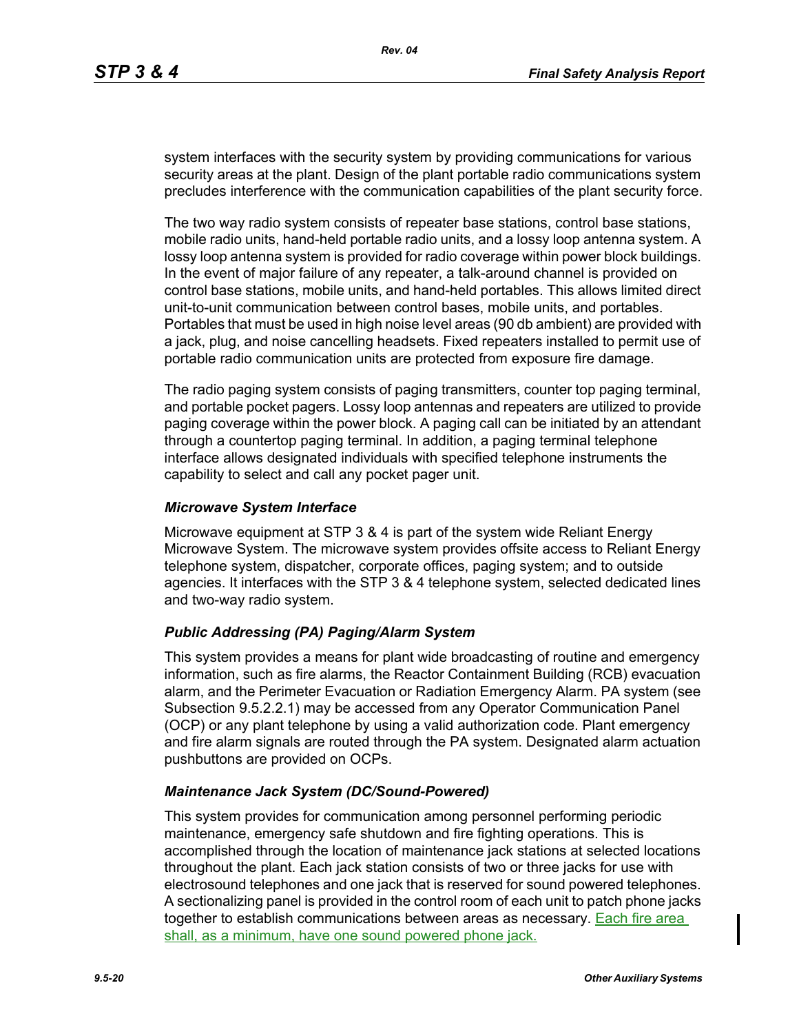system interfaces with the security system by providing communications for various security areas at the plant. Design of the plant portable radio communications system precludes interference with the communication capabilities of the plant security force.

The two way radio system consists of repeater base stations, control base stations, mobile radio units, hand-held portable radio units, and a lossy loop antenna system. A lossy loop antenna system is provided for radio coverage within power block buildings. In the event of major failure of any repeater, a talk-around channel is provided on control base stations, mobile units, and hand-held portables. This allows limited direct unit-to-unit communication between control bases, mobile units, and portables. Portables that must be used in high noise level areas (90 db ambient) are provided with a jack, plug, and noise cancelling headsets. Fixed repeaters installed to permit use of portable radio communication units are protected from exposure fire damage.

The radio paging system consists of paging transmitters, counter top paging terminal, and portable pocket pagers. Lossy loop antennas and repeaters are utilized to provide paging coverage within the power block. A paging call can be initiated by an attendant through a countertop paging terminal. In addition, a paging terminal telephone interface allows designated individuals with specified telephone instruments the capability to select and call any pocket pager unit.

### *Microwave System Interface*

Microwave equipment at STP 3 & 4 is part of the system wide Reliant Energy Microwave System. The microwave system provides offsite access to Reliant Energy telephone system, dispatcher, corporate offices, paging system; and to outside agencies. It interfaces with the STP 3 & 4 telephone system, selected dedicated lines and two-way radio system.

### *Public Addressing (PA) Paging/Alarm System*

This system provides a means for plant wide broadcasting of routine and emergency information, such as fire alarms, the Reactor Containment Building (RCB) evacuation alarm, and the Perimeter Evacuation or Radiation Emergency Alarm. PA system (see Subsection 9.5.2.2.1) may be accessed from any Operator Communication Panel (OCP) or any plant telephone by using a valid authorization code. Plant emergency and fire alarm signals are routed through the PA system. Designated alarm actuation pushbuttons are provided on OCPs.

### *Maintenance Jack System (DC/Sound-Powered)*

This system provides for communication among personnel performing periodic maintenance, emergency safe shutdown and fire fighting operations. This is accomplished through the location of maintenance jack stations at selected locations throughout the plant. Each jack station consists of two or three jacks for use with electrosound telephones and one jack that is reserved for sound powered telephones. A sectionalizing panel is provided in the control room of each unit to patch phone jacks together to establish communications between areas as necessary. Each fire area shall, as a minimum, have one sound powered phone jack.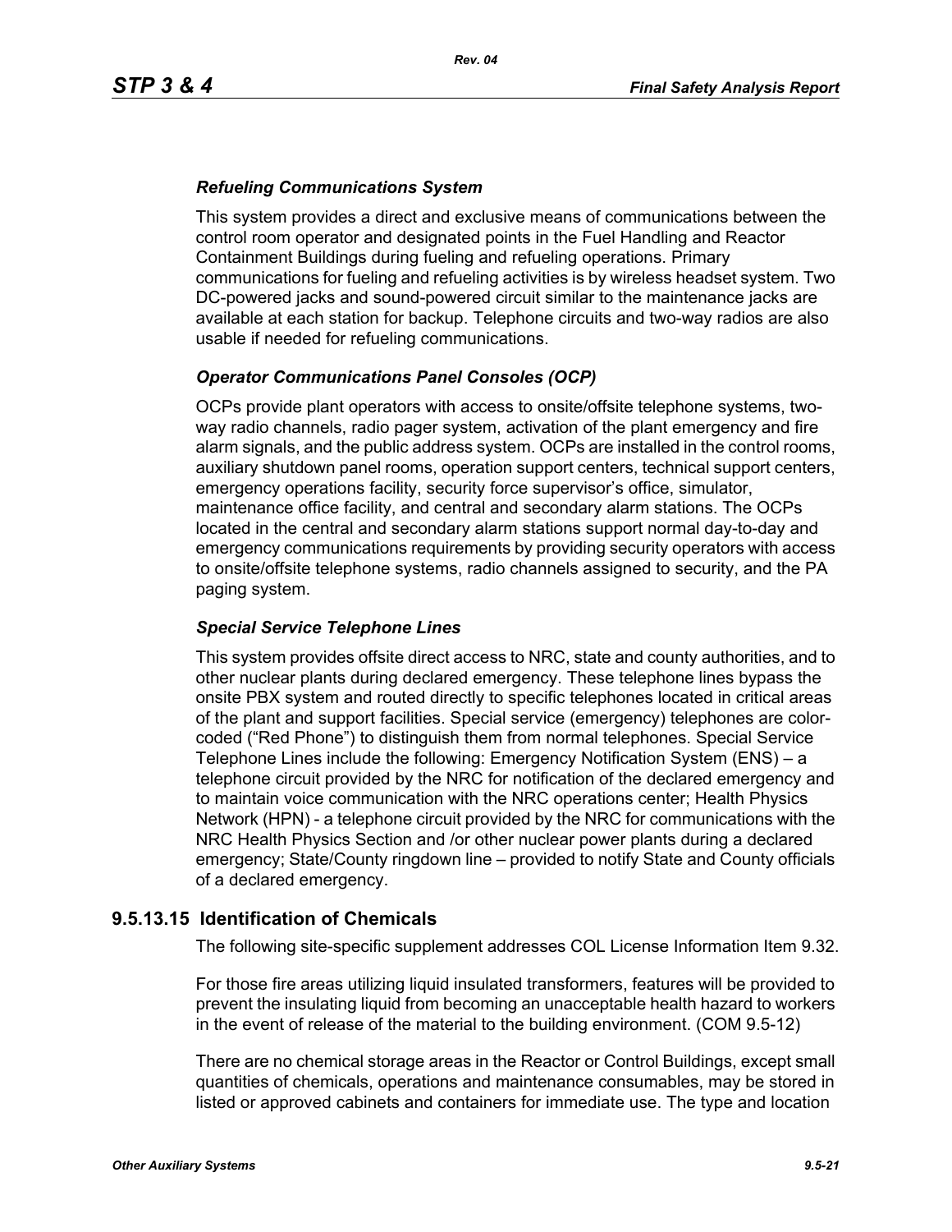### *Refueling Communications System*

This system provides a direct and exclusive means of communications between the control room operator and designated points in the Fuel Handling and Reactor Containment Buildings during fueling and refueling operations. Primary communications for fueling and refueling activities is by wireless headset system. Two DC-powered jacks and sound-powered circuit similar to the maintenance jacks are available at each station for backup. Telephone circuits and two-way radios are also usable if needed for refueling communications.

### *Operator Communications Panel Consoles (OCP)*

OCPs provide plant operators with access to onsite/offsite telephone systems, two-way radio channels, radio pager system, activation of the plant emergency and fire alarm signals, and the public address system. OCPs are installed in the control rooms, auxiliary shutdown panel rooms, operation support centers, technical support centers, emergency operations facility, security force supervisor's office, simulator, maintenance office facility, and central and secondary alarm stations. The OCPs located in the central and secondary alarm stations support normal day-to-day and emergency communications requirements by providing security operators with access to onsite/offsite telephone systems, radio channels assigned to security, and the PA paging system.

### *Special Service Telephone Lines*

This system provides offsite direct access to NRC, state and county authorities, and to other nuclear plants during declared emergency. These telephone lines bypass the onsite PBX system and routed directly to specific telephones located in critical areas of the plant and support facilities. Special service (emergency) telephones are color-coded ("Red Phone") to distinguish them from normal telephones. Special Service Telephone Lines include the following: Emergency Notification System (ENS) – a telephone circuit provided by the NRC for notification of the declared emergency and to maintain voice communication with the NRC operations center; Health Physics Network (HPN) - a telephone circuit provided by the NRC for communications with the NRC Health Physics Section and /or other nuclear power plants during a declared emergency; State/County ringdown line – provided to notify State and County officials of a declared emergency.

## 9.5.13.15 Identification of Chemicals

The following site-specific supplement addresses COL License Information Item 9.32.

For those fire areas utilizing liquid insulated transformers, features will be provided to prevent the insulating liquid from becoming an unacceptable health hazard to workers in the event of release of the material to the building environment. (COM 9.5-12)

There are no chemical storage areas in the Reactor or Control Buildings, except small quantities of chemicals, operations and maintenance consumables, may be stored in listed or approved cabinets and containers for immediate use. The type and location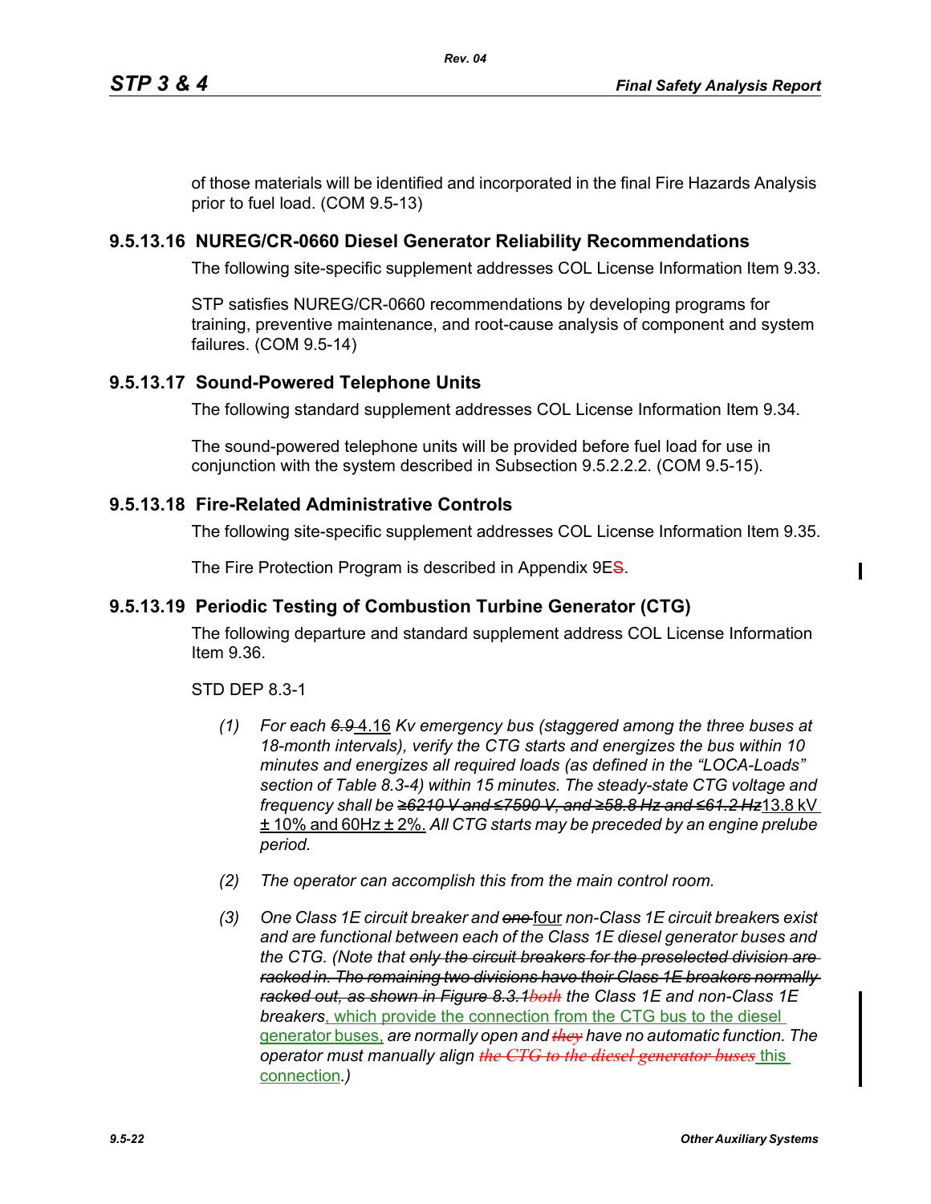of those materials will be identified and incorporated in the final Fire Hazards Analysis prior to fuel load. (COM 9.5-13)

### 9.5.13.16 NUREG/CR-0660 Diesel Generator Reliability Recommendations

The following site-specific supplement addresses COL License Information Item 9.33.

STP satisfies NUREG/CR-0660 recommendations by developing programs for training, preventive maintenance, and root-cause analysis of component and system failures. (COM 9.5-14)

### 9.5.13.17 Sound-Powered Telephone Units

The following standard supplement addresses COL License Information Item 9.34.

The sound-powered telephone units will be provided before fuel load for use in conjunction with the system described in Subsection 9.5.2.2.2. (COM 9.5-15).

### 9.5.13.18 Fire-Related Administrative Controls

The following site-specific supplement addresses COL License Information Item 9.35.

The Fire Protection Program is described in Appendix 9E~~S~~.

### 9.5.13.19 Periodic Testing of Combustion Turbine Generator (CTG)

The following departure and standard supplement address COL License Information Item 9.36.

STD DEP 8.3-1

*(1)* *For each ~~6.9~~* 4.16 *Kv emergency bus (staggered among the three buses at 18-month intervals), verify the CTG starts and energizes the bus within 10 minutes and energizes all required loads (as defined in the "LOCA-Loads" section of Table 8.3-4) within 15 minutes. The steady-state CTG voltage and frequency shall be ~~≥6210 V and ≤7590 V, and ≥58.8 Hz and ≤61.2 Hz~~* 13.8 kV ± 10% and 60Hz ± 2%. *All CTG starts may be preceded by an engine prelube period.*

*(2)* *The operator can accomplish this from the main control room.*

*(3)* *One Class 1E circuit breaker and ~~one~~* four *non-Class 1E circuit breaker*s *exist and are functional between each of the Class 1E diesel generator buses and the CTG. (Note that ~~only the circuit breakers for the preselected division are racked in. The remaining two divisions have their Class 1E breakers normally racked out, as shown in Figure 8.3.1~~ ~~both~~ the Class 1E and non-Class 1E breakers*, which provide the connection from the CTG bus to the diesel generator buses, *are normally open and ~~they~~ have no automatic function. The operator must manually align ~~the CTG to the diesel generator buses~~* this connection*.)*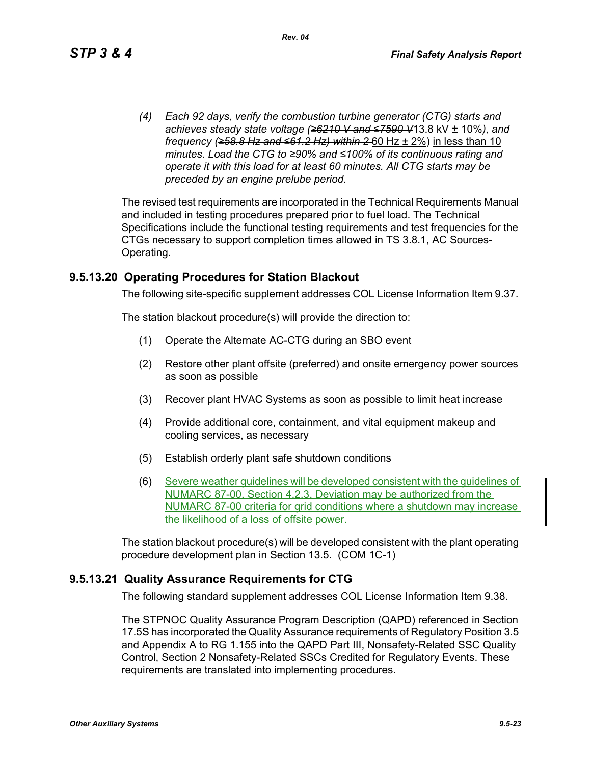*(4) Each 92 days, verify the combustion turbine generator (CTG) starts and achieves steady state voltage (~~≥6210 V and ≤7590 V~~13.8 kV ± 10%), and frequency (~~≥58.8 Hz and ≤61.2 Hz) within 2~~ 60 Hz ± 2%) in less than 10 minutes. Load the CTG to ≥90% and ≤100% of its continuous rating and operate it with this load for at least 60 minutes. All CTG starts may be preceded by an engine prelube period.*

The revised test requirements are incorporated in the Technical Requirements Manual and included in testing procedures prepared prior to fuel load. The Technical Specifications include the functional testing requirements and test frequencies for the CTGs necessary to support completion times allowed in TS 3.8.1, AC Sources-Operating.

### 9.5.13.20 Operating Procedures for Station Blackout

The following site-specific supplement addresses COL License Information Item 9.37.

The station blackout procedure(s) will provide the direction to:

(1) Operate the Alternate AC-CTG during an SBO event

(2) Restore other plant offsite (preferred) and onsite emergency power sources as soon as possible

(3) Recover plant HVAC Systems as soon as possible to limit heat increase

(4) Provide additional core, containment, and vital equipment makeup and cooling services, as necessary

(5) Establish orderly plant safe shutdown conditions

(6) Severe weather guidelines will be developed consistent with the guidelines of NUMARC 87-00, Section 4.2.3. Deviation may be authorized from the NUMARC 87-00 criteria for grid conditions where a shutdown may increase the likelihood of a loss of offsite power.

The station blackout procedure(s) will be developed consistent with the plant operating procedure development plan in Section 13.5. (COM 1C-1)

### 9.5.13.21 Quality Assurance Requirements for CTG

The following standard supplement addresses COL License Information Item 9.38.

The STPNOC Quality Assurance Program Description (QAPD) referenced in Section 17.5S has incorporated the Quality Assurance requirements of Regulatory Position 3.5 and Appendix A to RG 1.155 into the QAPD Part III, Nonsafety-Related SSC Quality Control, Section 2 Nonsafety-Related SSCs Credited for Regulatory Events. These requirements are translated into implementing procedures.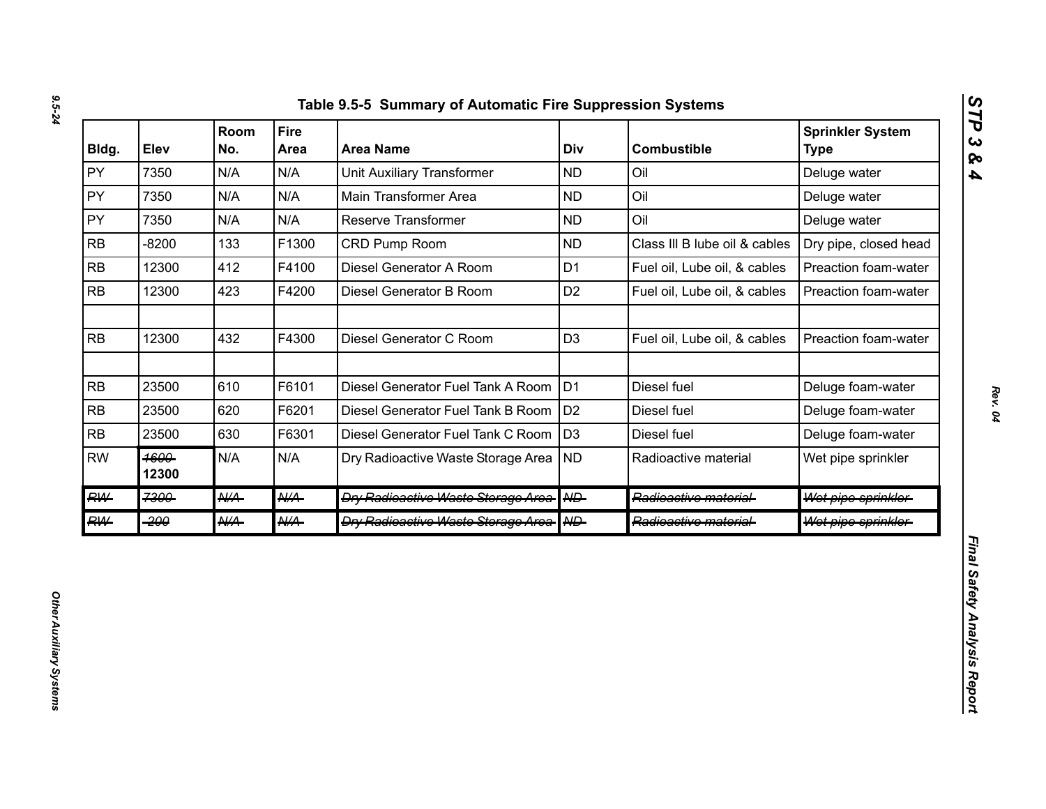# Table 9.5-5 Summary of Automatic Fire Suppression Systems

| Bldg. | Elev | Room No. | Fire Area | Area Name | Div | Combustible | Sprinkler System Type |
|---|---|---|---|---|---|---|---|
| PY | 7350 | N/A | N/A | Unit Auxiliary Transformer | ND | Oil | Deluge water |
| PY | 7350 | N/A | N/A | Main Transformer Area | ND | Oil | Deluge water |
| PY | 7350 | N/A | N/A | Reserve Transformer | ND | Oil | Deluge water |
| RB | -8200 | 133 | F1300 | CRD Pump Room | ND | Class III B lube oil & cables | Dry pipe, closed head |
| RB | 12300 | 412 | F4100 | Diesel Generator A Room | D1 | Fuel oil, Lube oil, & cables | Preaction foam-water |
| RB | 12300 | 423 | F4200 | Diesel Generator B Room | D2 | Fuel oil, Lube oil, & cables | Preaction foam-water |
| | | | | | | | |
| RB | 12300 | 432 | F4300 | Diesel Generator C Room | D3 | Fuel oil, Lube oil, & cables | Preaction foam-water |
| | | | | | | | |
| RB | 23500 | 610 | F6101 | Diesel Generator Fuel Tank A Room | D1 | Diesel fuel | Deluge foam-water |
| RB | 23500 | 620 | F6201 | Diesel Generator Fuel Tank B Room | D2 | Diesel fuel | Deluge foam-water |
| RB | 23500 | 630 | F6301 | Diesel Generator Fuel Tank C Room | D3 | Diesel fuel | Deluge foam-water |
| RW | ~~1600~~ **12300** | N/A | N/A | Dry Radioactive Waste Storage Area | ND | Radioactive material | Wet pipe sprinkler |
| ~~RW~~ | ~~7300~~ | ~~N/A~~ | ~~N/A~~ | ~~Dry Radioactive Waste Storage Area~~ | ~~ND~~ | ~~Radioactive material~~ | ~~Wet pipe sprinkler~~ |
| ~~RW~~ | ~~-200~~ | ~~N/A~~ | ~~N/A~~ | ~~Dry Radioactive Waste Storage Area~~ | ~~ND~~ | ~~Radioactive material~~ | ~~Wet pipe sprinkler~~ |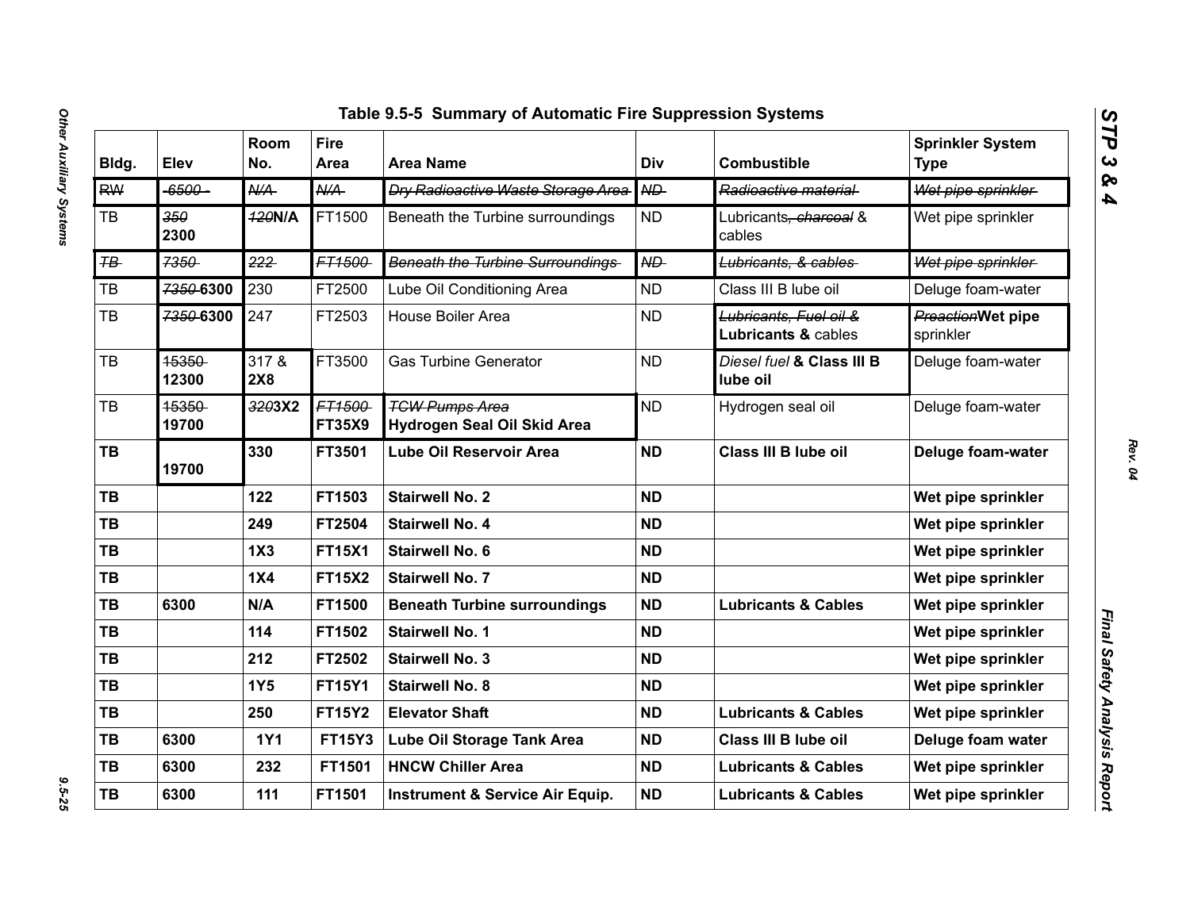## Table 9.5-5 Summary of Automatic Fire Suppression Systems

| Bldg. | Elev | Room No. | Fire Area | Area Name | Div | Combustible | Sprinkler System Type |
|---|---|---|---|---|---|---|---|
| ~~RW~~ | ~~6500~~ | ~~N/A~~ | ~~N/A~~ | ~~Dry Radioactive Waste Storage Area~~ | ~~ND~~ | ~~Radioactive material~~ | ~~Wet pipe sprinkler~~ |
| TB | ~~350~~ **2300** | ~~120~~**N/A** | FT1500 | Beneath the Turbine surroundings | ND | Lubricants~~, charcoal~~ & cables | Wet pipe sprinkler |
| ~~TB~~ | ~~7350~~ | ~~222~~ | ~~FT1500~~ | ~~Beneath the Turbine Surroundings~~ | ~~ND~~ | ~~Lubricants, & cables~~ | ~~Wet pipe sprinkler~~ |
| TB | ~~7350~~ **6300** | 230 | FT2500 | Lube Oil Conditioning Area | ND | Class III B lube oil | Deluge foam-water |
| TB | ~~7350~~ **6300** | 247 | FT2503 | House Boiler Area | ND | ~~Lubricants, Fuel oil &~~ **Lubricants &** cables | ~~Preaction~~**Wet pipe** sprinkler |
| TB | ~~15350~~ **12300** | 317 & **2X8** | FT3500 | Gas Turbine Generator | ND | *Diesel fuel* **& Class III B lube oil** | Deluge foam-water |
| TB | ~~15350~~ **19700** | ~~320~~**3X2** | ~~FT1500~~ **FT35X9** | ~~TCW Pumps Area~~ **Hydrogen Seal Oil Skid Area** | ND | Hydrogen seal oil | Deluge foam-water |
| **TB** | **19700** | **330** | **FT3501** | **Lube Oil Reservoir Area** | **ND** | **Class III B lube oil** | **Deluge foam-water** |
| **TB** | | **122** | **FT1503** | **Stairwell No. 2** | **ND** | | **Wet pipe sprinkler** |
| **TB** | | **249** | **FT2504** | **Stairwell No. 4** | **ND** | | **Wet pipe sprinkler** |
| **TB** | | **1X3** | **FT15X1** | **Stairwell No. 6** | **ND** | | **Wet pipe sprinkler** |
| **TB** | | **1X4** | **FT15X2** | **Stairwell No. 7** | **ND** | | **Wet pipe sprinkler** |
| **TB** | **6300** | **N/A** | **FT1500** | **Beneath Turbine surroundings** | **ND** | **Lubricants & Cables** | **Wet pipe sprinkler** |
| **TB** | | **114** | **FT1502** | **Stairwell No. 1** | **ND** | | **Wet pipe sprinkler** |
| **TB** | | **212** | **FT2502** | **Stairwell No. 3** | **ND** | | **Wet pipe sprinkler** |
| **TB** | | **1Y5** | **FT15Y1** | **Stairwell No. 8** | **ND** | | **Wet pipe sprinkler** |
| **TB** | | **250** | **FT15Y2** | **Elevator Shaft** | **ND** | **Lubricants & Cables** | **Wet pipe sprinkler** |
| **TB** | **6300** | **1Y1** | **FT15Y3** | **Lube Oil Storage Tank Area** | **ND** | **Class III B lube oil** | **Deluge foam water** |
| **TB** | **6300** | **232** | **FT1501** | **HNCW Chiller Area** | **ND** | **Lubricants & Cables** | **Wet pipe sprinkler** |
| **TB** | **6300** | **111** | **FT1501** | **Instrument & Service Air Equip.** | **ND** | **Lubricants & Cables** | **Wet pipe sprinkler** |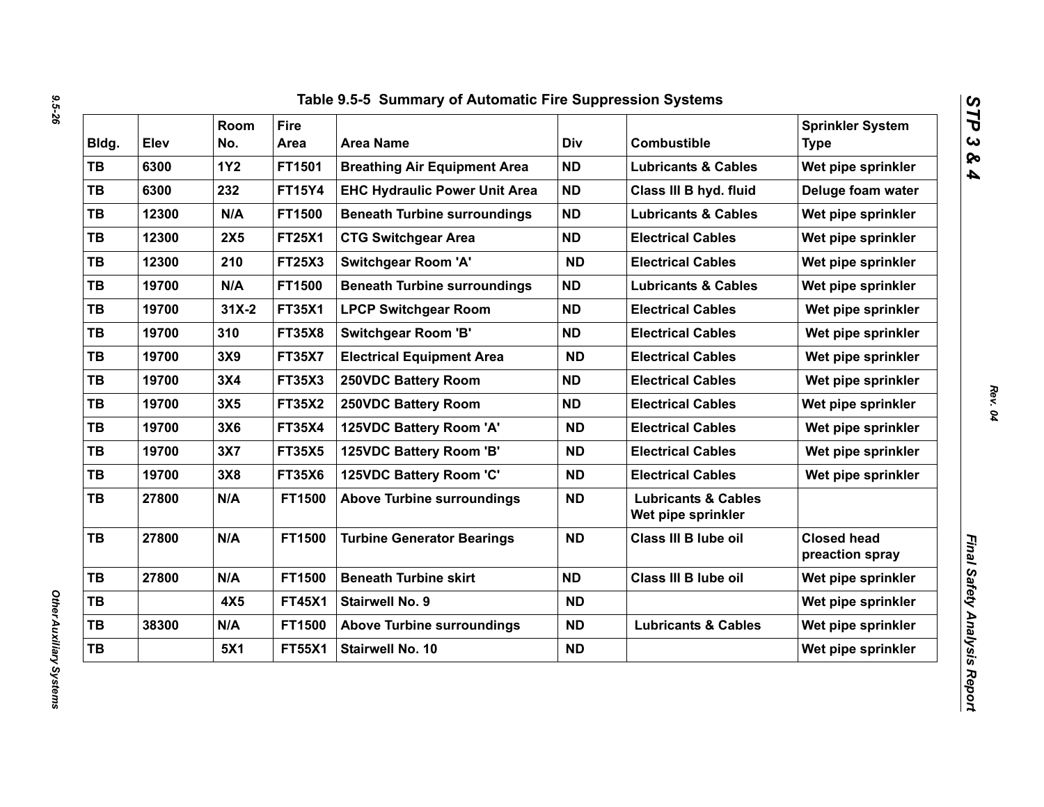## Table 9.5-5 Summary of Automatic Fire Suppression Systems

| Bldg. | Elev | Room No. | Fire Area | Area Name | Div | Combustible | Sprinkler System Type |
|---|---|---|---|---|---|---|---|
| TB | 6300 | 1Y2 | FT1501 | Breathing Air Equipment Area | ND | Lubricants & Cables | Wet pipe sprinkler |
| TB | 6300 | 232 | FT15Y4 | EHC Hydraulic Power Unit Area | ND | Class III B hyd. fluid | Deluge foam water |
| TB | 12300 | N/A | FT1500 | Beneath Turbine surroundings | ND | Lubricants & Cables | Wet pipe sprinkler |
| TB | 12300 | 2X5 | FT25X1 | CTG Switchgear Area | ND | Electrical Cables | Wet pipe sprinkler |
| TB | 12300 | 210 | FT25X3 | Switchgear Room 'A' | ND | Electrical Cables | Wet pipe sprinkler |
| TB | 19700 | N/A | FT1500 | Beneath Turbine surroundings | ND | Lubricants & Cables | Wet pipe sprinkler |
| TB | 19700 | 31X-2 | FT35X1 | LPCP Switchgear Room | ND | Electrical Cables | Wet pipe sprinkler |
| TB | 19700 | 310 | FT35X8 | Switchgear Room 'B' | ND | Electrical Cables | Wet pipe sprinkler |
| TB | 19700 | 3X9 | FT35X7 | Electrical Equipment Area | ND | Electrical Cables | Wet pipe sprinkler |
| TB | 19700 | 3X4 | FT35X3 | 250VDC Battery Room | ND | Electrical Cables | Wet pipe sprinkler |
| TB | 19700 | 3X5 | FT35X2 | 250VDC Battery Room | ND | Electrical Cables | Wet pipe sprinkler |
| TB | 19700 | 3X6 | FT35X4 | 125VDC Battery Room 'A' | ND | Electrical Cables | Wet pipe sprinkler |
| TB | 19700 | 3X7 | FT35X5 | 125VDC Battery Room 'B' | ND | Electrical Cables | Wet pipe sprinkler |
| TB | 19700 | 3X8 | FT35X6 | 125VDC Battery Room 'C' | ND | Electrical Cables | Wet pipe sprinkler |
| TB | 27800 | N/A | FT1500 | Above Turbine surroundings | ND | Lubricants & Cables Wet pipe sprinkler | |
| TB | 27800 | N/A | FT1500 | Turbine Generator Bearings | ND | Class III B lube oil | Closed head preaction spray |
| TB | 27800 | N/A | FT1500 | Beneath Turbine skirt | ND | Class III B lube oil | Wet pipe sprinkler |
| TB | | 4X5 | FT45X1 | Stairwell No. 9 | ND | | Wet pipe sprinkler |
| TB | 38300 | N/A | FT1500 | Above Turbine surroundings | ND | Lubricants & Cables | Wet pipe sprinkler |
| TB | | 5X1 | FT55X1 | Stairwell No. 10 | ND | | Wet pipe sprinkler |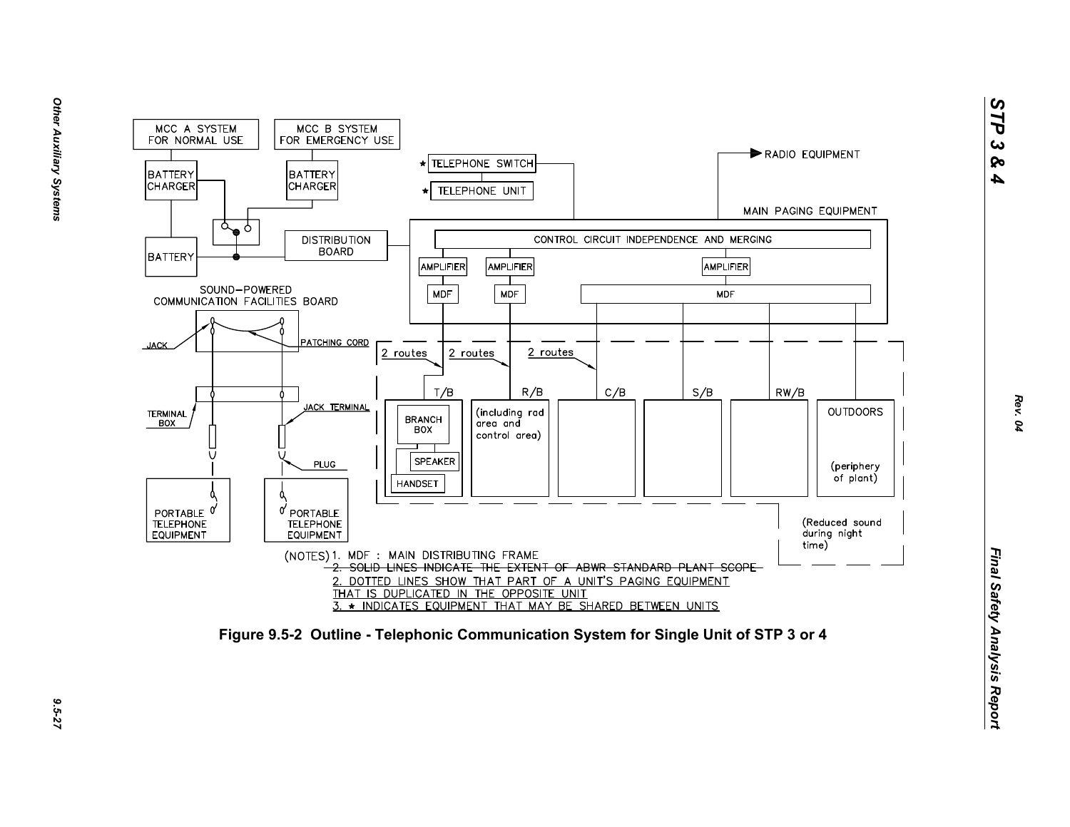MCC A SYSTEM FOR NORMAL USE

MCC B SYSTEM FOR EMERGENCY USE

BATTERY CHARGER

BATTERY CHARGER

BATTERY

DISTRIBUTION BOARD

★ TELEPHONE SWITCH

★ TELEPHONE UNIT

RADIO EQUIPMENT

MAIN PAGING EQUIPMENT

CONTROL CIRCUIT INDEPENDENCE AND MERGING

AMPLIFIER

AMPLIFIER

AMPLIFIER

MDF

MDF

MDF

SOUND-POWERED COMMUNICATION FACILITIES BOARD

JACK

PATCHING CORD

TERMINAL BOX

JACK TERMINAL

PLUG

PORTABLE TELEPHONE EQUIPMENT

PORTABLE TELEPHONE EQUIPMENT

2 routes

2 routes

2 routes

T/B

R/B

C/B

S/B

RW/B

BRANCH BOX

SPEAKER

HANDSET

(including rad area and control area)

OUTDOORS

(periphery of plant)

(Reduced sound during night time)

(NOTES)
1. MDF : MAIN DISTRIBUTING FRAME
~~2. SOLID LINES INDICATE THE EXTENT OF ABWR STANDARD PLANT SCOPE~~
2. DOTTED LINES SHOW THAT PART OF A UNIT'S PAGING EQUIPMENT THAT IS DUPLICATED IN THE OPPOSITE UNIT
3. ★ INDICATES EQUIPMENT THAT MAY BE SHARED BETWEEN UNITS

**Figure 9.5-2 Outline - Telephonic Communication System for Single Unit of STP 3 or 4**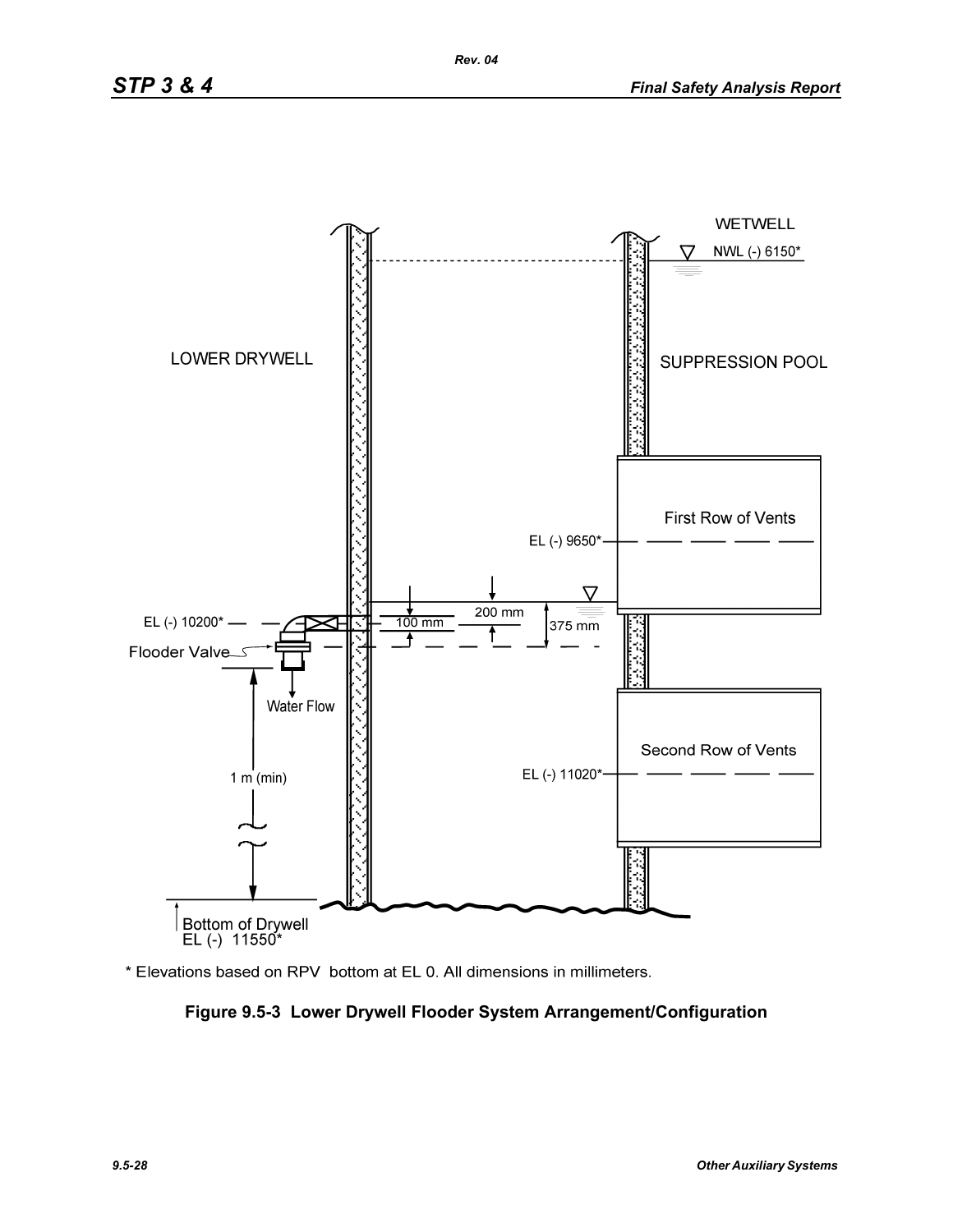LOWER DRYWELL

WETWELL

NWL (-) 6150*

SUPPRESSION POOL

First Row of Vents

EL (-) 9650*

EL (-) 10200*

100 mm

200 mm

375 mm

Flooder Valve

Water Flow

Second Row of Vents

EL (-) 11020*

1 m (min)

Bottom of Drywell
EL (-) 11550*

\* Elevations based on RPV bottom at EL 0. All dimensions in millimeters.

**Figure 9.5-3 Lower Drywell Flooder System Arrangement/Configuration**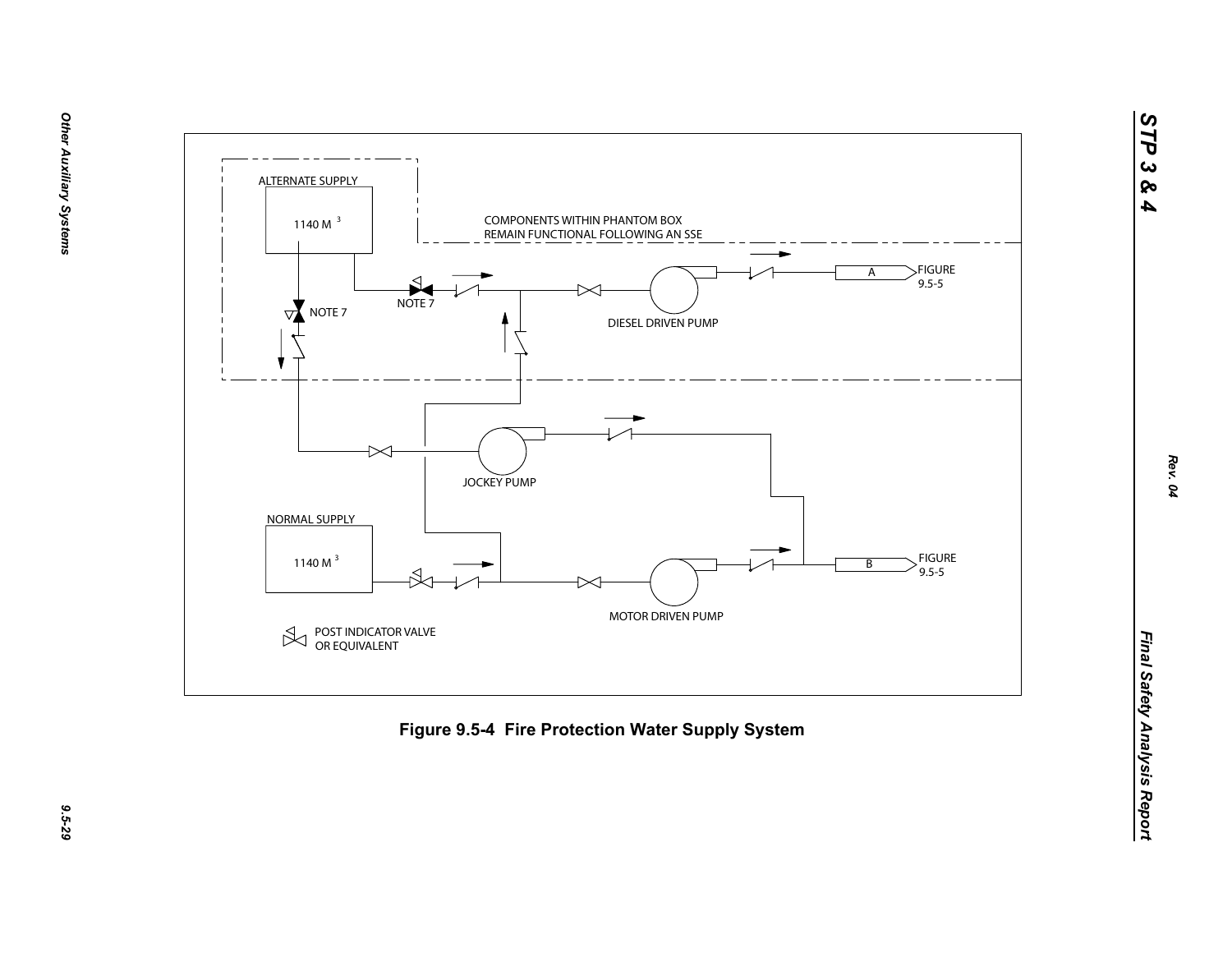ALTERNATE SUPPLY

1140 M $^3$

COMPONENTS WITHIN PHANTOM BOX REMAIN FUNCTIONAL FOLLOWING AN SSE

NOTE 7

NOTE 7

A

FIGURE 9.5-5

DIESEL DRIVEN PUMP

JOCKEY PUMP

NORMAL SUPPLY

1140 M $^3$

B

FIGURE 9.5-5

MOTOR DRIVEN PUMP

POST INDICATOR VALVE OR EQUIVALENT

**Figure 9.5-4 Fire Protection Water Supply System**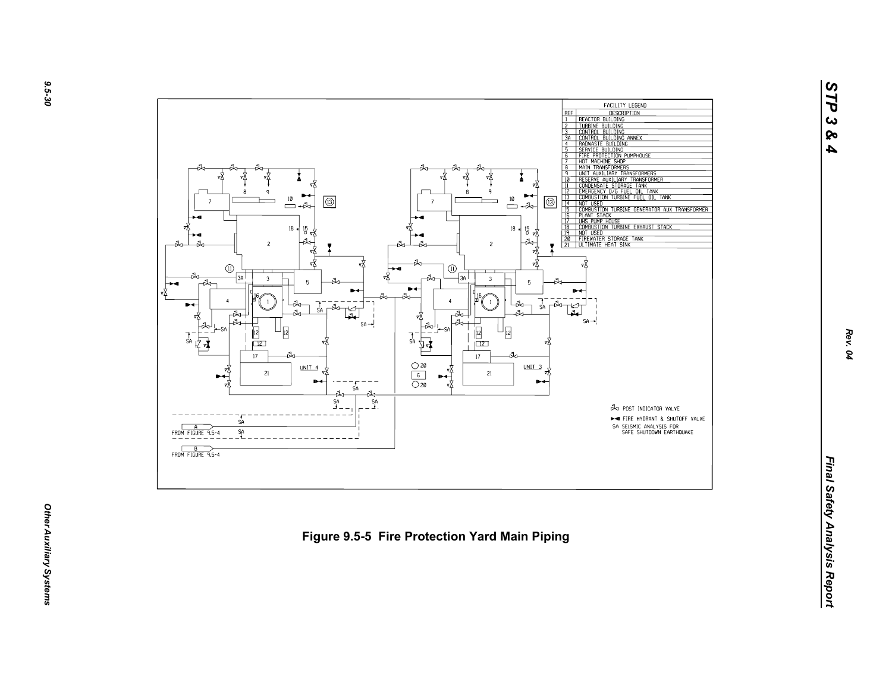FACILITY LEGEND

| REF | DESCRIPTION |
|---|---|
| 1 | REACTOR BUILDING |
| 2 | TURBINE BUILDING |
| 3 | CONTROL BUILDING |
| 3A | CONTROL BUILDING ANNEX |
| 4 | RADWASTE BUILDING |
| 5 | SERVICE BUILDING |
| 6 | FIRE PROTECTION PUMPHOUSE |
| 7 | HOT MACHINE SHOP |
| 8 | MAIN TRANSFORMERS |
| 9 | UNIT AUXILIARY TRANSFORMERS |
| 10 | RESERVE AUXILIARY TRANSFORMER |
| 11 | CONDENSATE STORAGE TANK |
| 12 | EMERGENCY D/G FUEL OIL TANK |
| 13 | COMBUSTION TURBINE FUEL OIL TANK |
| 14 | NOT USED |
| 15 | COMBUSTION TURBINE GENERATOR AUX TRANSFORMER |
| 16 | PLANT STACK |
| 17 | UHS PUMP HOUSE |
| 18 | COMBUSTION TURBINE EXHAUST STACK |
| 19 | NOT USED |
| 20 | FIREWATER STORAGE TANK |
| 21 | ULTIMATE HEAT SINK |

UNIT 4

UNIT 3

POST INDICATOR VALVE

FIRE HYDRANT & SHUTOFF VALVE

SA SEISMIC ANALYSIS FOR SAFE SHUTDOWN EARTHQUAKE

A FROM FIGURE 9.5-4

B FROM FIGURE 9.5-4

Figure 9.5-5 Fire Protection Yard Main Piping